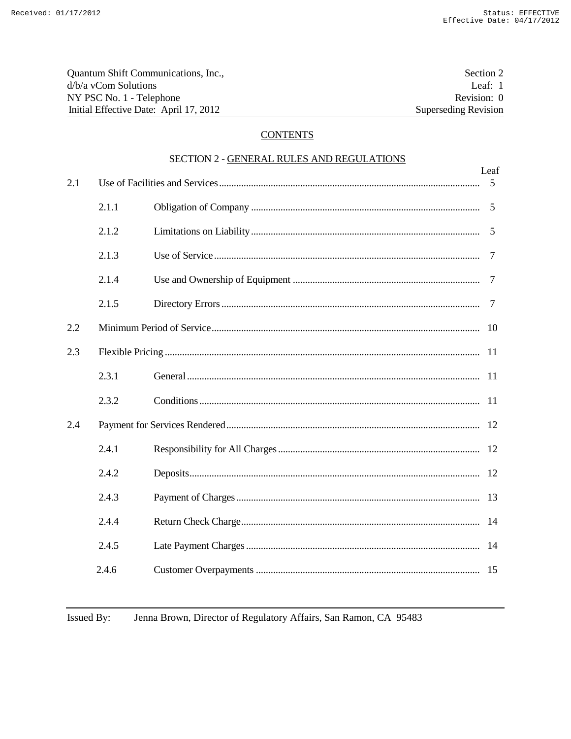Quantum Shift Communications, Inc.,
d/b/a vCom Solutions
NY PSC No. 1 - Telephone
Initial Effective Date: April 17, 2012

Section 2
Leaf: 1
Revision: 0
Superseding Revision

## CONTENTS

### SECTION 2 - GENERAL RULES AND REGULATIONS

| | | | Leaf |
|---|---|---|---|
| 2.1 | Use of Facilities and Services | | 5 |
| | 2.1.1 | Obligation of Company | 5 |
| | 2.1.2 | Limitations on Liability | 5 |
| | 2.1.3 | Use of Service | 7 |
| | 2.1.4 | Use and Ownership of Equipment | 7 |
| | 2.1.5 | Directory Errors | 7 |
| 2.2 | Minimum Period of Service | | 10 |
| 2.3 | Flexible Pricing | | 11 |
| | 2.3.1 | General | 11 |
| | 2.3.2 | Conditions | 11 |
| 2.4 | Payment for Services Rendered | | 12 |
| | 2.4.1 | Responsibility for All Charges | 12 |
| | 2.4.2 | Deposits | 12 |
| | 2.4.3 | Payment of Charges | 13 |
| | 2.4.4 | Return Check Charge | 14 |
| | 2.4.5 | Late Payment Charges | 14 |
| | 2.4.6 | Customer Overpayments | 15 |

Issued By: Jenna Brown, Director of Regulatory Affairs, San Ramon, CA 95483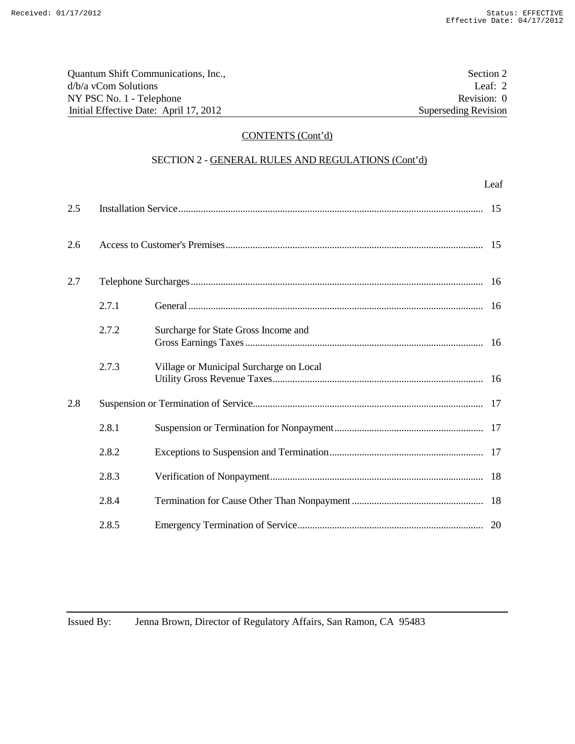## CONTENTS (Cont'd)

### SECTION 2 - GENERAL RULES AND REGULATIONS (Cont'd)

| | | | Leaf |
|---|---|---|---|
| 2.5 | Installation Service | | 15 |
| 2.6 | Access to Customer's Premises | | 15 |
| 2.7 | Telephone Surcharges | | 16 |
| | 2.7.1 | General | 16 |
| | 2.7.2 | Surcharge for State Gross Income and Gross Earnings Taxes | 16 |
| | 2.7.3 | Village or Municipal Surcharge on Local Utility Gross Revenue Taxes | 16 |
| 2.8 | Suspension or Termination of Service | | 17 |
| | 2.8.1 | Suspension or Termination for Nonpayment | 17 |
| | 2.8.2 | Exceptions to Suspension and Termination | 17 |
| | 2.8.3 | Verification of Nonpayment | 18 |
| | 2.8.4 | Termination for Cause Other Than Nonpayment | 18 |
| | 2.8.5 | Emergency Termination of Service | 20 |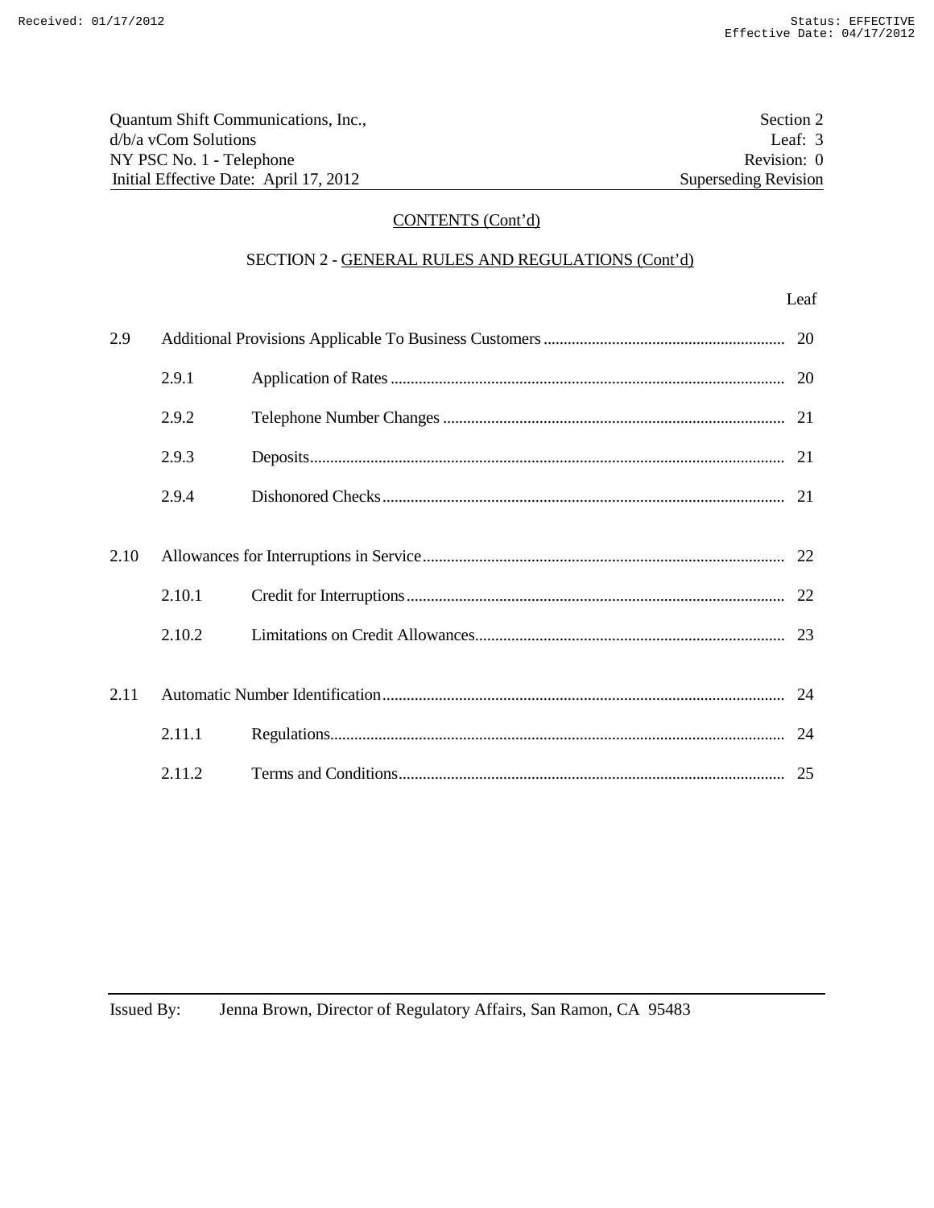## CONTENTS (Cont'd)

### SECTION 2 - GENERAL RULES AND REGULATIONS (Cont'd)

| | | | Leaf |
|---|---|---|---|
| 2.9 | Additional Provisions Applicable To Business Customers | | 20 |
| | 2.9.1 | Application of Rates | 20 |
| | 2.9.2 | Telephone Number Changes | 21 |
| | 2.9.3 | Deposits | 21 |
| | 2.9.4 | Dishonored Checks | 21 |
| 2.10 | Allowances for Interruptions in Service | | 22 |
| | 2.10.1 | Credit for Interruptions | 22 |
| | 2.10.2 | Limitations on Credit Allowances | 23 |
| 2.11 | Automatic Number Identification | | 24 |
| | 2.11.1 | Regulations | 24 |
| | 2.11.2 | Terms and Conditions | 25 |

Issued By: Jenna Brown, Director of Regulatory Affairs, San Ramon, CA 95483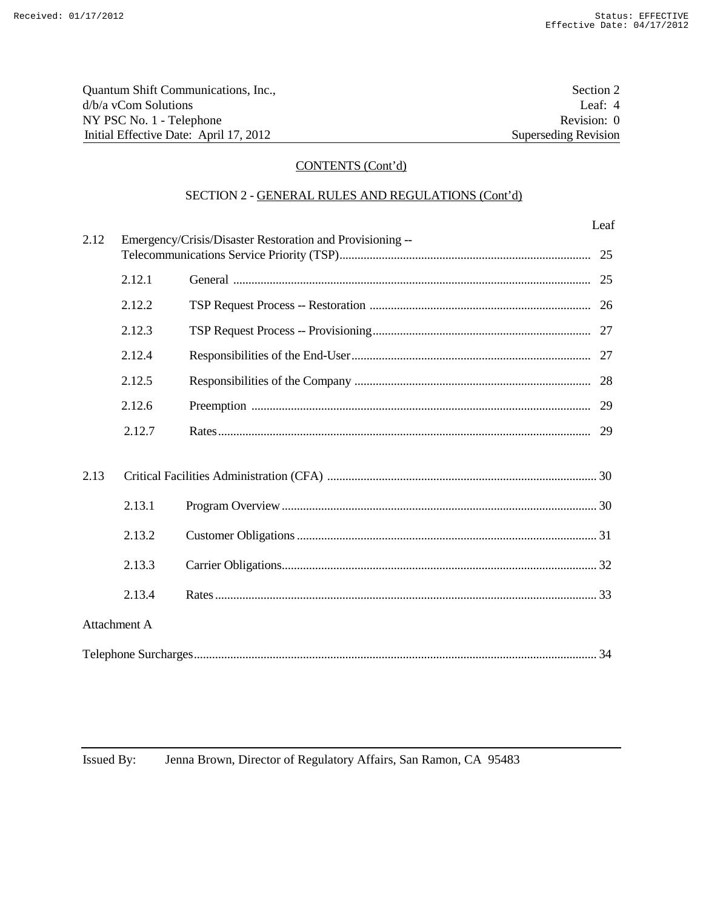Quantum Shift Communications, Inc.,
d/b/a vCom Solutions
NY PSC No. 1 - Telephone
Initial Effective Date: April 17, 2012

Section 2
Leaf: 4
Revision: 0
Superseding Revision

## CONTENTS (Cont'd)

### SECTION 2 - GENERAL RULES AND REGULATIONS (Cont'd)

| | | | Leaf |
|---|---|---|---|
| 2.12 | Emergency/Crisis/Disaster Restoration and Provisioning -- Telecommunications Service Priority (TSP) | | 25 |
| | 2.12.1 | General | 25 |
| | 2.12.2 | TSP Request Process -- Restoration | 26 |
| | 2.12.3 | TSP Request Process -- Provisioning | 27 |
| | 2.12.4 | Responsibilities of the End-User | 27 |
| | 2.12.5 | Responsibilities of the Company | 28 |
| | 2.12.6 | Preemption | 29 |
| | 2.12.7 | Rates | 29 |
| 2.13 | Critical Facilities Administration (CFA) | | 30 |
| | 2.13.1 | Program Overview | 30 |
| | 2.13.2 | Customer Obligations | 31 |
| | 2.13.3 | Carrier Obligations | 32 |
| | 2.13.4 | Rates | 33 |

Attachment A

| | |
|---|---|
| Telephone Surcharges | 34 |

Issued By: Jenna Brown, Director of Regulatory Affairs, San Ramon, CA 95483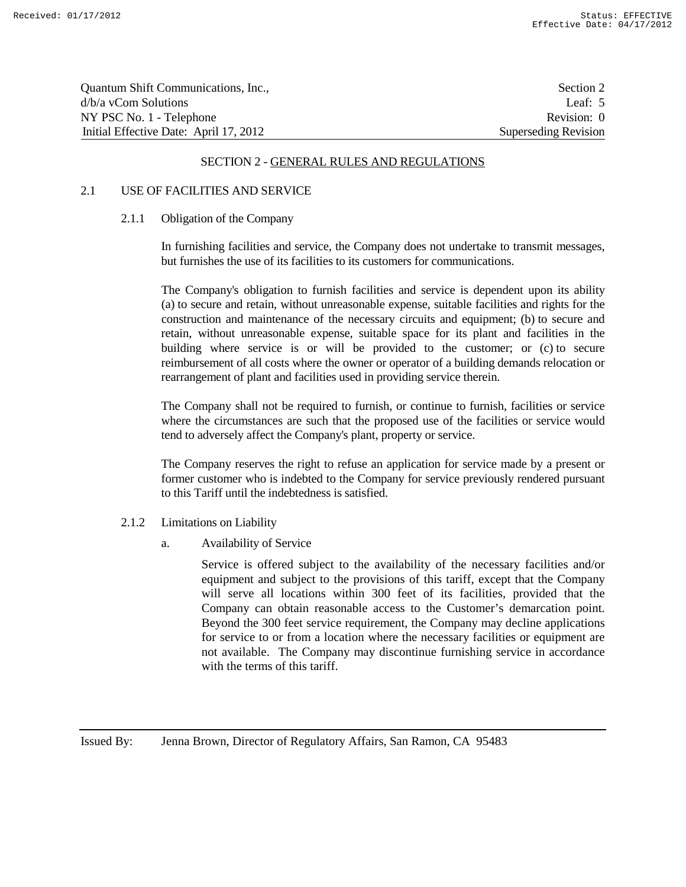## SECTION 2 - GENERAL RULES AND REGULATIONS

### 2.1 USE OF FACILITIES AND SERVICE

#### 2.1.1 Obligation of the Company

In furnishing facilities and service, the Company does not undertake to transmit messages, but furnishes the use of its facilities to its customers for communications.

The Company's obligation to furnish facilities and service is dependent upon its ability (a) to secure and retain, without unreasonable expense, suitable facilities and rights for the construction and maintenance of the necessary circuits and equipment; (b) to secure and retain, without unreasonable expense, suitable space for its plant and facilities in the building where service is or will be provided to the customer; or (c) to secure reimbursement of all costs where the owner or operator of a building demands relocation or rearrangement of plant and facilities used in providing service therein.

The Company shall not be required to furnish, or continue to furnish, facilities or service where the circumstances are such that the proposed use of the facilities or service would tend to adversely affect the Company's plant, property or service.

The Company reserves the right to refuse an application for service made by a present or former customer who is indebted to the Company for service previously rendered pursuant to this Tariff until the indebtedness is satisfied.

#### 2.1.2 Limitations on Liability

a. Availability of Service

Service is offered subject to the availability of the necessary facilities and/or equipment and subject to the provisions of this tariff, except that the Company will serve all locations within 300 feet of its facilities, provided that the Company can obtain reasonable access to the Customer's demarcation point. Beyond the 300 feet service requirement, the Company may decline applications for service to or from a location where the necessary facilities or equipment are not available. The Company may discontinue furnishing service in accordance with the terms of this tariff.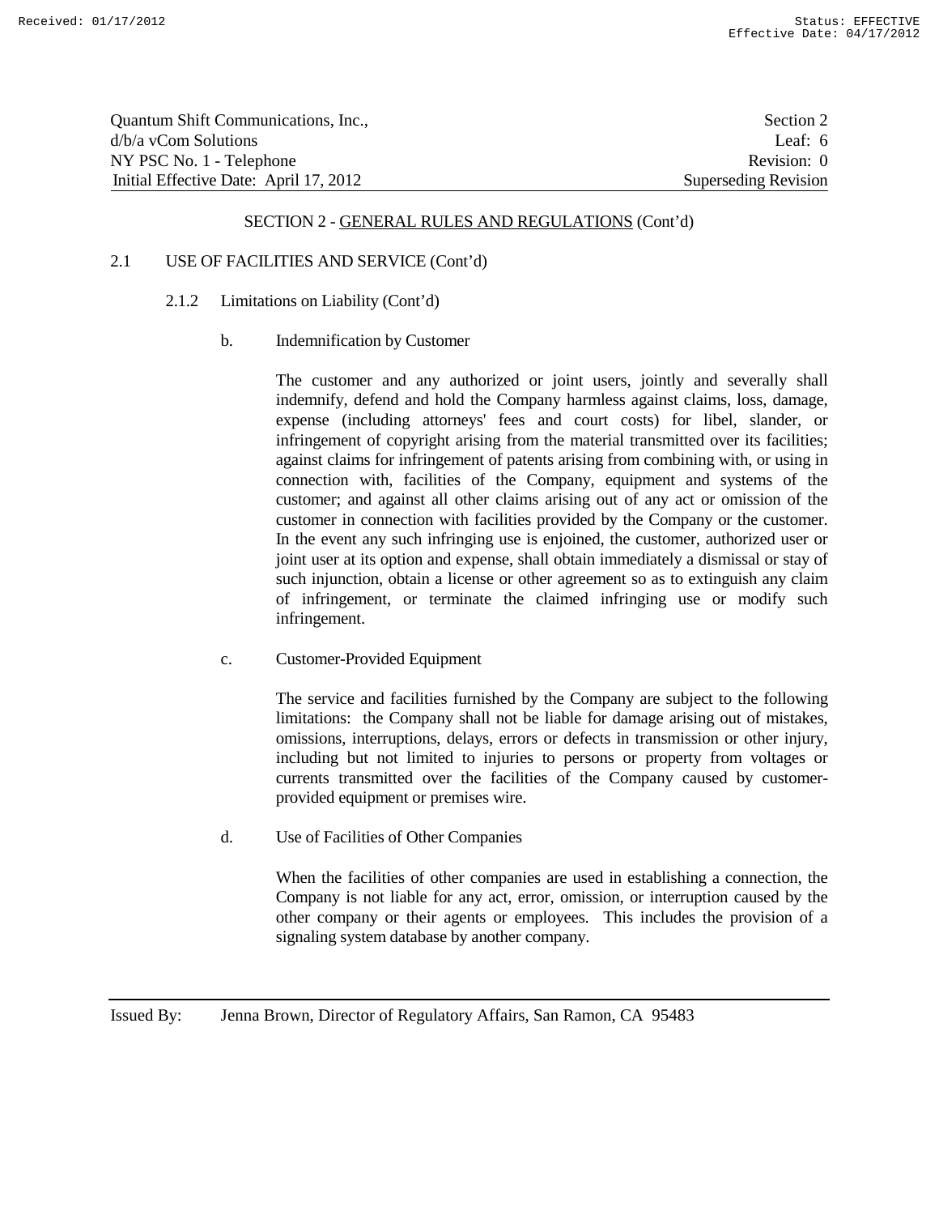## SECTION 2 - GENERAL RULES AND REGULATIONS (Cont'd)

### 2.1 USE OF FACILITIES AND SERVICE (Cont'd)

#### 2.1.2 Limitations on Liability (Cont'd)

b. Indemnification by Customer

The customer and any authorized or joint users, jointly and severally shall indemnify, defend and hold the Company harmless against claims, loss, damage, expense (including attorneys' fees and court costs) for libel, slander, or infringement of copyright arising from the material transmitted over its facilities; against claims for infringement of patents arising from combining with, or using in connection with, facilities of the Company, equipment and systems of the customer; and against all other claims arising out of any act or omission of the customer in connection with facilities provided by the Company or the customer. In the event any such infringing use is enjoined, the customer, authorized user or joint user at its option and expense, shall obtain immediately a dismissal or stay of such injunction, obtain a license or other agreement so as to extinguish any claim of infringement, or terminate the claimed infringing use or modify such infringement.

c. Customer-Provided Equipment

The service and facilities furnished by the Company are subject to the following limitations: the Company shall not be liable for damage arising out of mistakes, omissions, interruptions, delays, errors or defects in transmission or other injury, including but not limited to injuries to persons or property from voltages or currents transmitted over the facilities of the Company caused by customer-provided equipment or premises wire.

d. Use of Facilities of Other Companies

When the facilities of other companies are used in establishing a connection, the Company is not liable for any act, error, omission, or interruption caused by the other company or their agents or employees. This includes the provision of a signaling system database by another company.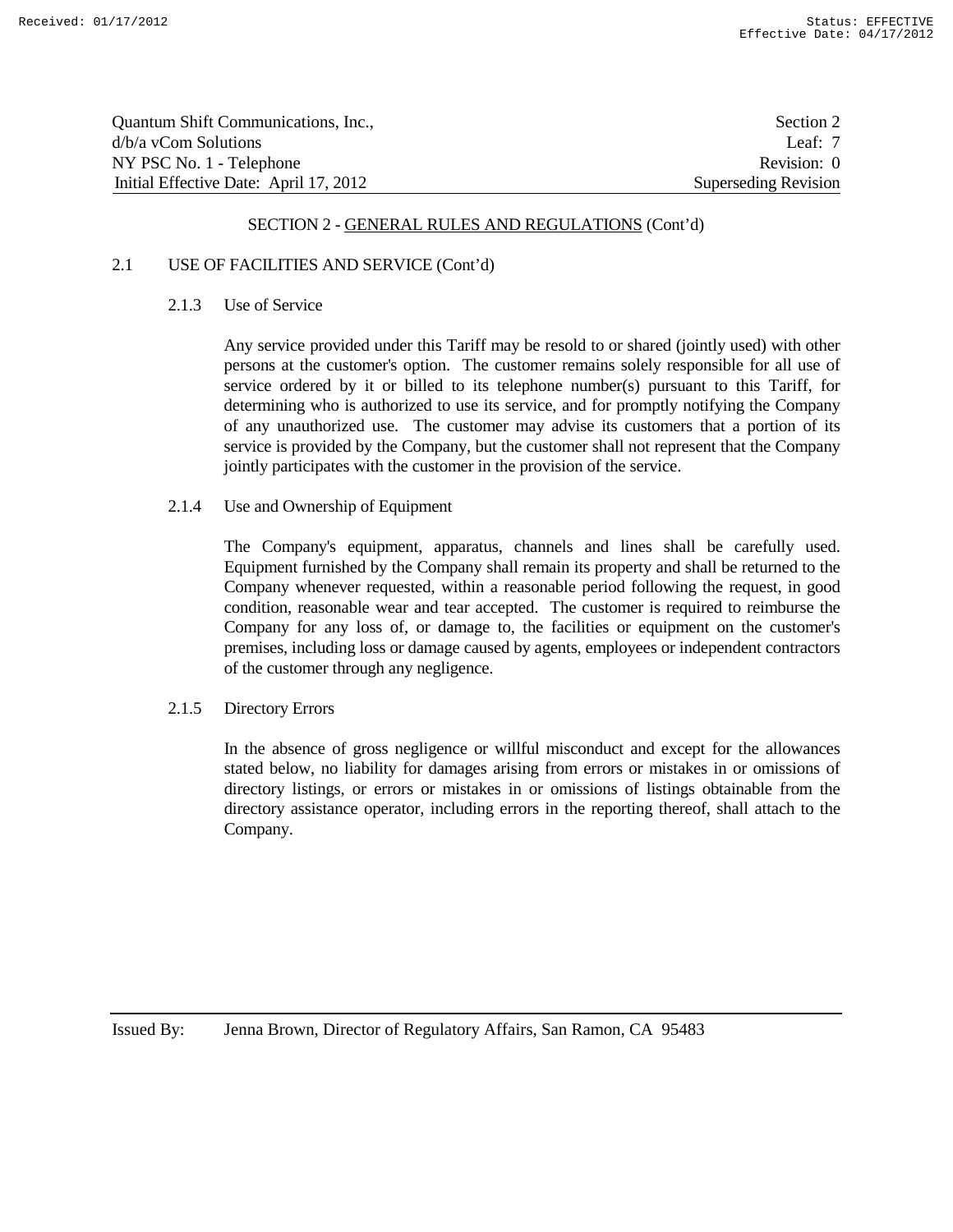## SECTION 2 - GENERAL RULES AND REGULATIONS (Cont'd)

### 2.1 USE OF FACILITIES AND SERVICE (Cont'd)

#### 2.1.3 Use of Service

Any service provided under this Tariff may be resold to or shared (jointly used) with other persons at the customer's option. The customer remains solely responsible for all use of service ordered by it or billed to its telephone number(s) pursuant to this Tariff, for determining who is authorized to use its service, and for promptly notifying the Company of any unauthorized use. The customer may advise its customers that a portion of its service is provided by the Company, but the customer shall not represent that the Company jointly participates with the customer in the provision of the service.

#### 2.1.4 Use and Ownership of Equipment

The Company's equipment, apparatus, channels and lines shall be carefully used. Equipment furnished by the Company shall remain its property and shall be returned to the Company whenever requested, within a reasonable period following the request, in good condition, reasonable wear and tear accepted. The customer is required to reimburse the Company for any loss of, or damage to, the facilities or equipment on the customer's premises, including loss or damage caused by agents, employees or independent contractors of the customer through any negligence.

#### 2.1.5 Directory Errors

In the absence of gross negligence or willful misconduct and except for the allowances stated below, no liability for damages arising from errors or mistakes in or omissions of directory listings, or errors or mistakes in or omissions of listings obtainable from the directory assistance operator, including errors in the reporting thereof, shall attach to the Company.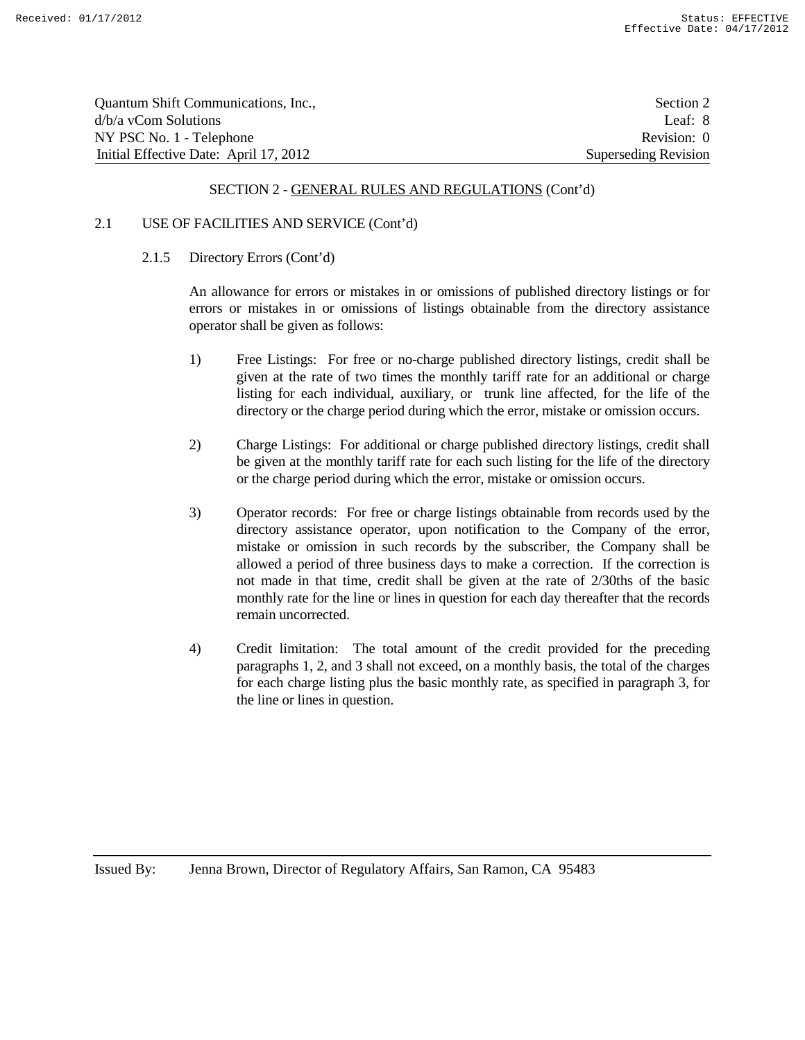SECTION 2 - GENERAL RULES AND REGULATIONS (Cont'd)

2.1 USE OF FACILITIES AND SERVICE (Cont'd)

2.1.5 Directory Errors (Cont'd)

An allowance for errors or mistakes in or omissions of published directory listings or for errors or mistakes in or omissions of listings obtainable from the directory assistance operator shall be given as follows:

1) Free Listings: For free or no-charge published directory listings, credit shall be given at the rate of two times the monthly tariff rate for an additional or charge listing for each individual, auxiliary, or trunk line affected, for the life of the directory or the charge period during which the error, mistake or omission occurs.

2) Charge Listings: For additional or charge published directory listings, credit shall be given at the monthly tariff rate for each such listing for the life of the directory or the charge period during which the error, mistake or omission occurs.

3) Operator records: For free or charge listings obtainable from records used by the directory assistance operator, upon notification to the Company of the error, mistake or omission in such records by the subscriber, the Company shall be allowed a period of three business days to make a correction. If the correction is not made in that time, credit shall be given at the rate of 2/30ths of the basic monthly rate for the line or lines in question for each day thereafter that the records remain uncorrected.

4) Credit limitation: The total amount of the credit provided for the preceding paragraphs 1, 2, and 3 shall not exceed, on a monthly basis, the total of the charges for each charge listing plus the basic monthly rate, as specified in paragraph 3, for the line or lines in question.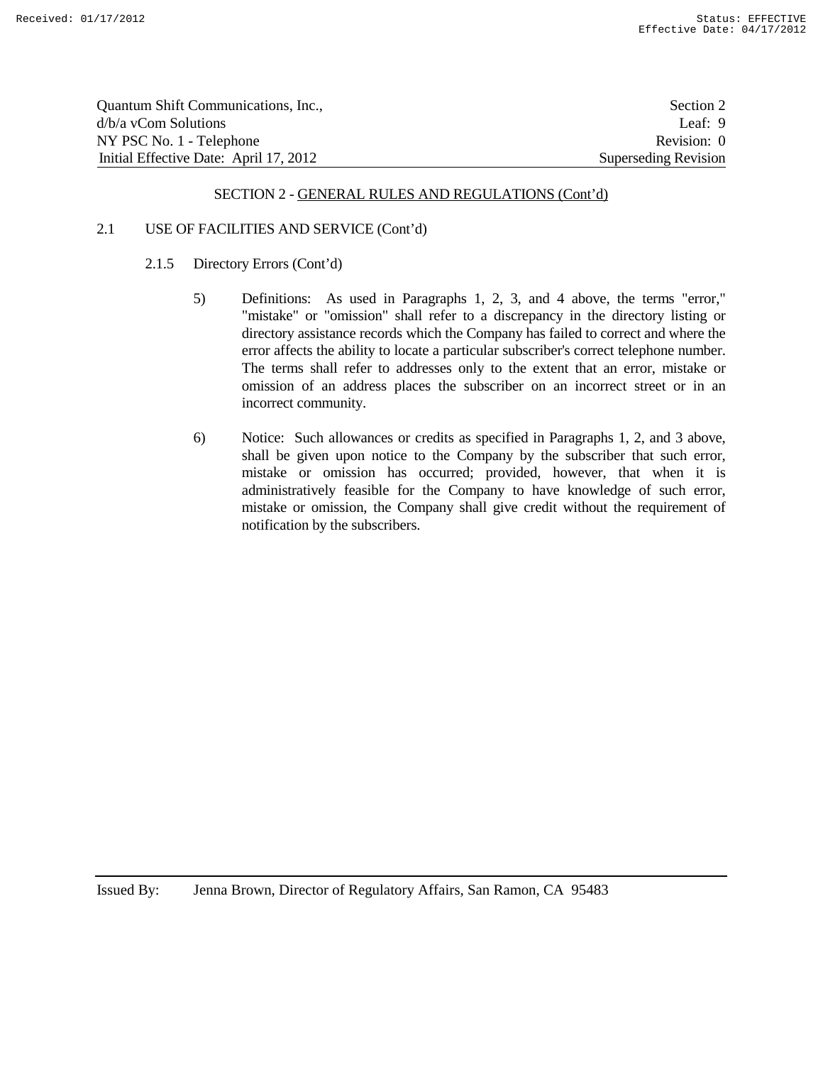## SECTION 2 - GENERAL RULES AND REGULATIONS (Cont'd)

2.1 USE OF FACILITIES AND SERVICE (Cont'd)

2.1.5 Directory Errors (Cont'd)

5) Definitions: As used in Paragraphs 1, 2, 3, and 4 above, the terms "error," "mistake" or "omission" shall refer to a discrepancy in the directory listing or directory assistance records which the Company has failed to correct and where the error affects the ability to locate a particular subscriber's correct telephone number. The terms shall refer to addresses only to the extent that an error, mistake or omission of an address places the subscriber on an incorrect street or in an incorrect community.

6) Notice: Such allowances or credits as specified in Paragraphs 1, 2, and 3 above, shall be given upon notice to the Company by the subscriber that such error, mistake or omission has occurred; provided, however, that when it is administratively feasible for the Company to have knowledge of such error, mistake or omission, the Company shall give credit without the requirement of notification by the subscribers.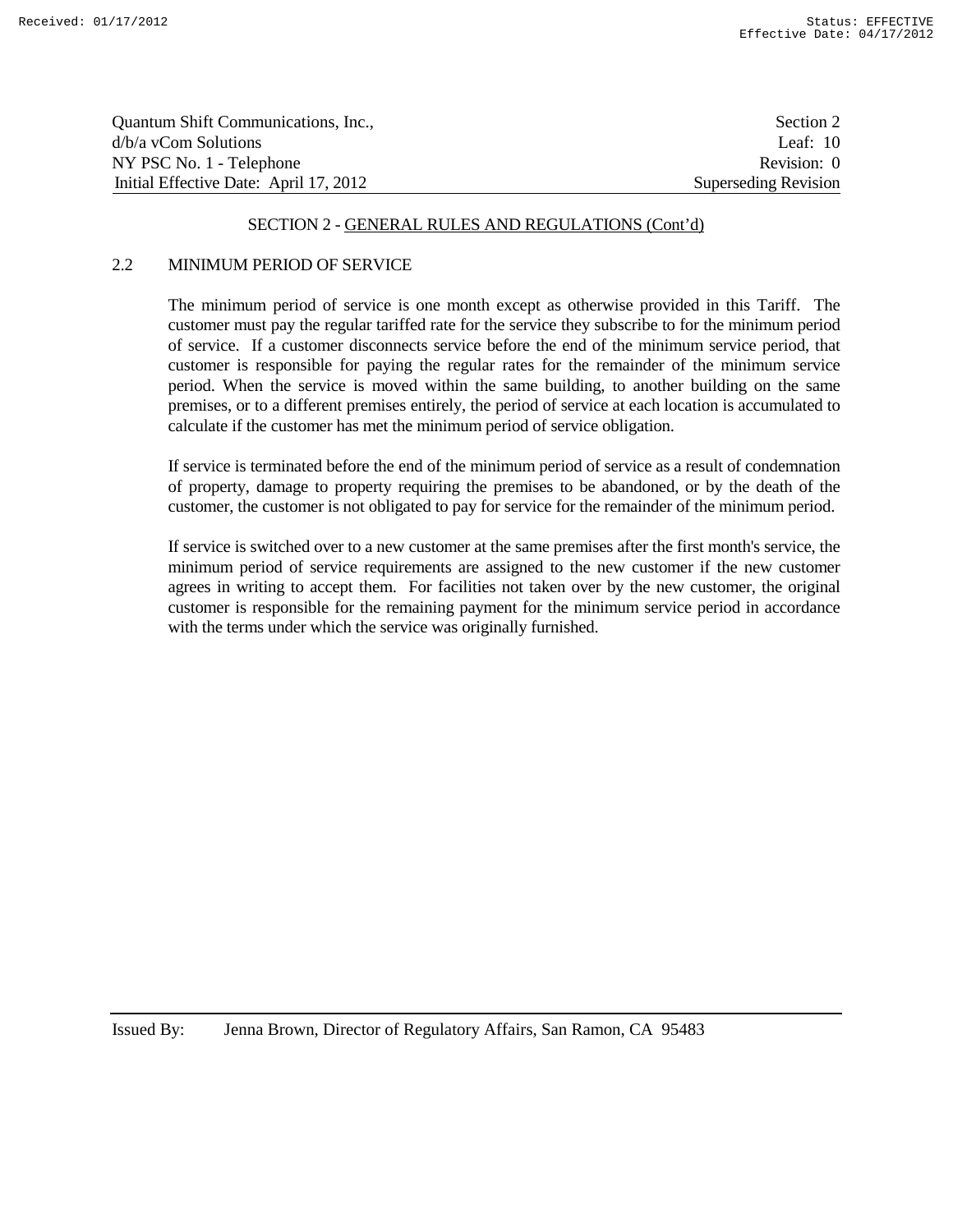## SECTION 2 - GENERAL RULES AND REGULATIONS (Cont'd)

### 2.2 MINIMUM PERIOD OF SERVICE

The minimum period of service is one month except as otherwise provided in this Tariff. The customer must pay the regular tariffed rate for the service they subscribe to for the minimum period of service. If a customer disconnects service before the end of the minimum service period, that customer is responsible for paying the regular rates for the remainder of the minimum service period. When the service is moved within the same building, to another building on the same premises, or to a different premises entirely, the period of service at each location is accumulated to calculate if the customer has met the minimum period of service obligation.

If service is terminated before the end of the minimum period of service as a result of condemnation of property, damage to property requiring the premises to be abandoned, or by the death of the customer, the customer is not obligated to pay for service for the remainder of the minimum period.

If service is switched over to a new customer at the same premises after the first month's service, the minimum period of service requirements are assigned to the new customer if the new customer agrees in writing to accept them. For facilities not taken over by the new customer, the original customer is responsible for the remaining payment for the minimum service period in accordance with the terms under which the service was originally furnished.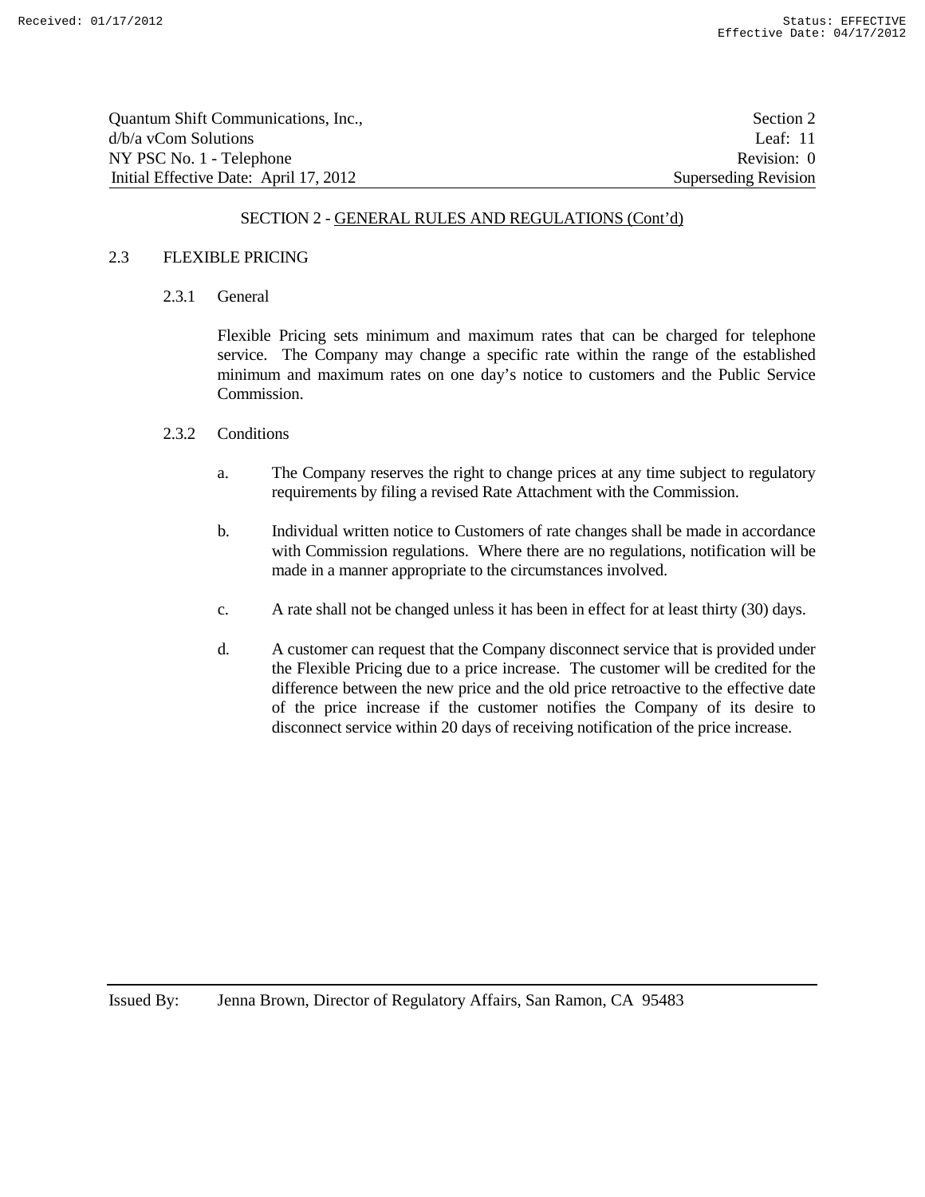## SECTION 2 - GENERAL RULES AND REGULATIONS (Cont'd)

### 2.3 FLEXIBLE PRICING

#### 2.3.1 General

Flexible Pricing sets minimum and maximum rates that can be charged for telephone service. The Company may change a specific rate within the range of the established minimum and maximum rates on one day's notice to customers and the Public Service Commission.

#### 2.3.2 Conditions

a. The Company reserves the right to change prices at any time subject to regulatory requirements by filing a revised Rate Attachment with the Commission.

b. Individual written notice to Customers of rate changes shall be made in accordance with Commission regulations. Where there are no regulations, notification will be made in a manner appropriate to the circumstances involved.

c. A rate shall not be changed unless it has been in effect for at least thirty (30) days.

d. A customer can request that the Company disconnect service that is provided under the Flexible Pricing due to a price increase. The customer will be credited for the difference between the new price and the old price retroactive to the effective date of the price increase if the customer notifies the Company of its desire to disconnect service within 20 days of receiving notification of the price increase.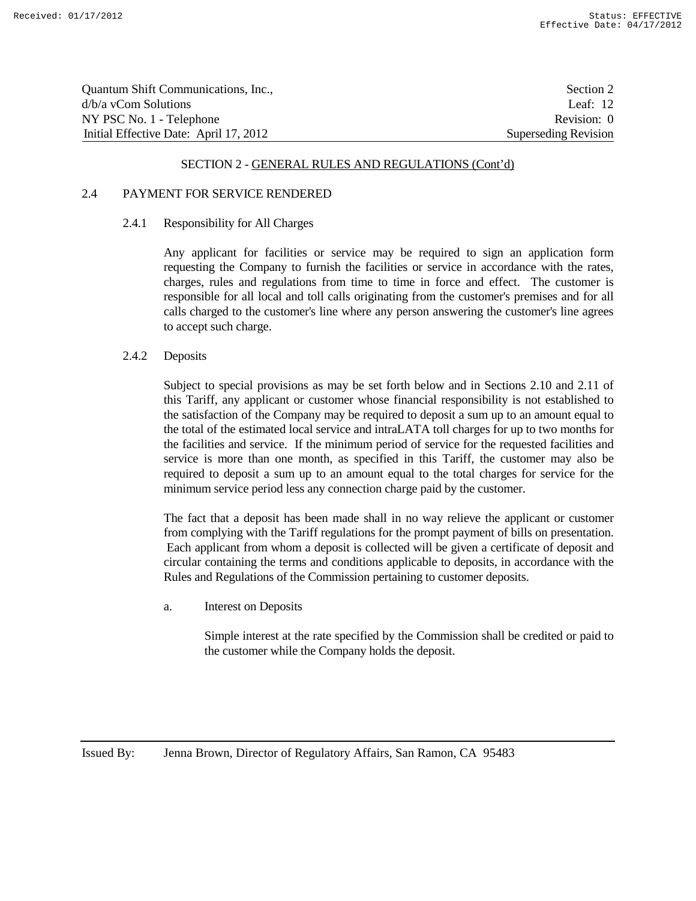## SECTION 2 - GENERAL RULES AND REGULATIONS (Cont'd)

### 2.4 PAYMENT FOR SERVICE RENDERED

#### 2.4.1 Responsibility for All Charges

Any applicant for facilities or service may be required to sign an application form requesting the Company to furnish the facilities or service in accordance with the rates, charges, rules and regulations from time to time in force and effect. The customer is responsible for all local and toll calls originating from the customer's premises and for all calls charged to the customer's line where any person answering the customer's line agrees to accept such charge.

#### 2.4.2 Deposits

Subject to special provisions as may be set forth below and in Sections 2.10 and 2.11 of this Tariff, any applicant or customer whose financial responsibility is not established to the satisfaction of the Company may be required to deposit a sum up to an amount equal to the total of the estimated local service and intraLATA toll charges for up to two months for the facilities and service. If the minimum period of service for the requested facilities and service is more than one month, as specified in this Tariff, the customer may also be required to deposit a sum up to an amount equal to the total charges for service for the minimum service period less any connection charge paid by the customer.

The fact that a deposit has been made shall in no way relieve the applicant or customer from complying with the Tariff regulations for the prompt payment of bills on presentation. Each applicant from whom a deposit is collected will be given a certificate of deposit and circular containing the terms and conditions applicable to deposits, in accordance with the Rules and Regulations of the Commission pertaining to customer deposits.

a. Interest on Deposits

Simple interest at the rate specified by the Commission shall be credited or paid to the customer while the Company holds the deposit.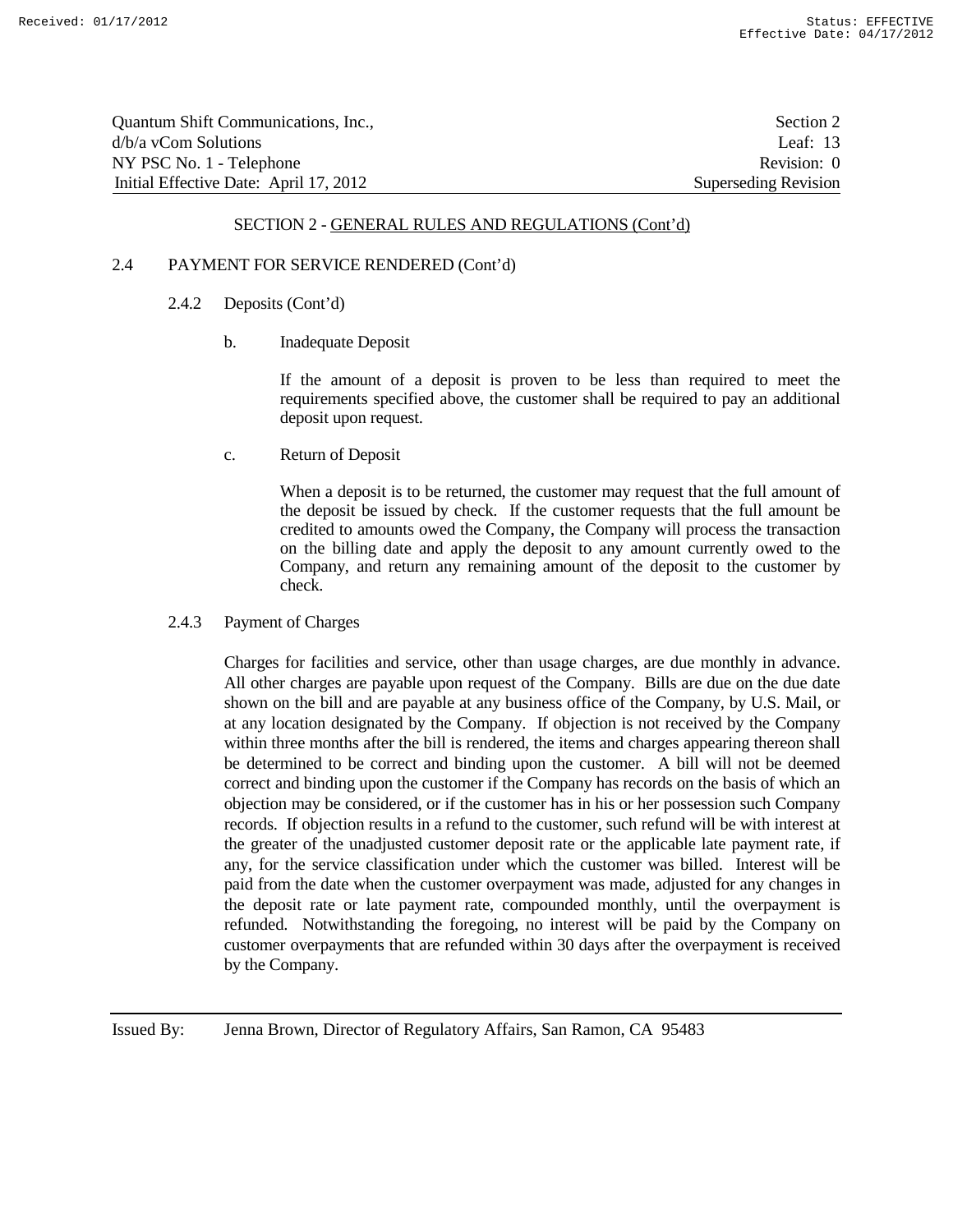SECTION 2 - GENERAL RULES AND REGULATIONS (Cont'd)

2.4 PAYMENT FOR SERVICE RENDERED (Cont'd)

2.4.2 Deposits (Cont'd)

b. Inadequate Deposit

If the amount of a deposit is proven to be less than required to meet the requirements specified above, the customer shall be required to pay an additional deposit upon request.

c. Return of Deposit

When a deposit is to be returned, the customer may request that the full amount of the deposit be issued by check. If the customer requests that the full amount be credited to amounts owed the Company, the Company will process the transaction on the billing date and apply the deposit to any amount currently owed to the Company, and return any remaining amount of the deposit to the customer by check.

2.4.3 Payment of Charges

Charges for facilities and service, other than usage charges, are due monthly in advance. All other charges are payable upon request of the Company. Bills are due on the due date shown on the bill and are payable at any business office of the Company, by U.S. Mail, or at any location designated by the Company. If objection is not received by the Company within three months after the bill is rendered, the items and charges appearing thereon shall be determined to be correct and binding upon the customer. A bill will not be deemed correct and binding upon the customer if the Company has records on the basis of which an objection may be considered, or if the customer has in his or her possession such Company records. If objection results in a refund to the customer, such refund will be with interest at the greater of the unadjusted customer deposit rate or the applicable late payment rate, if any, for the service classification under which the customer was billed. Interest will be paid from the date when the customer overpayment was made, adjusted for any changes in the deposit rate or late payment rate, compounded monthly, until the overpayment is refunded. Notwithstanding the foregoing, no interest will be paid by the Company on customer overpayments that are refunded within 30 days after the overpayment is received by the Company.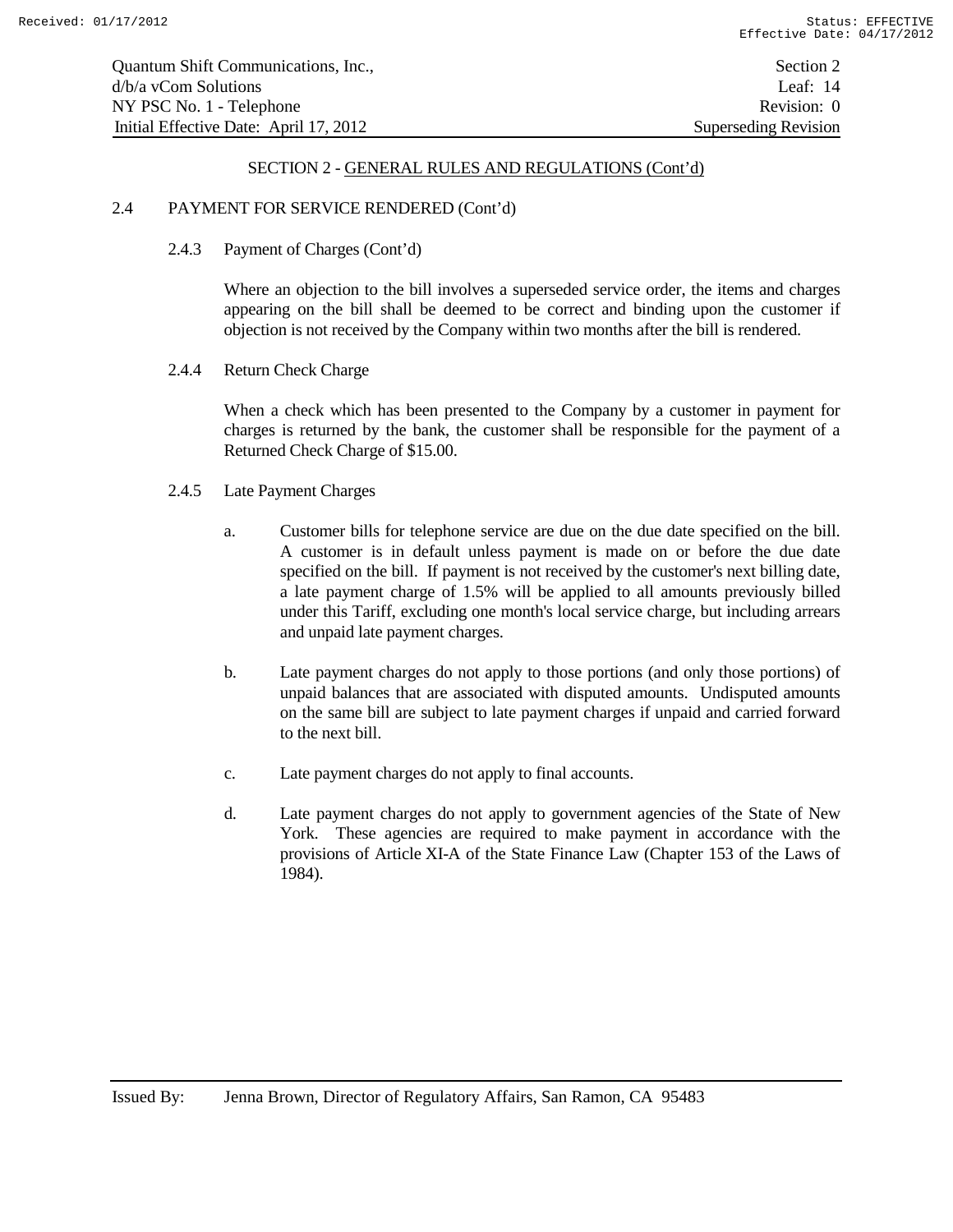## SECTION 2 - GENERAL RULES AND REGULATIONS (Cont'd)

### 2.4 PAYMENT FOR SERVICE RENDERED (Cont'd)

#### 2.4.3 Payment of Charges (Cont'd)

Where an objection to the bill involves a superseded service order, the items and charges appearing on the bill shall be deemed to be correct and binding upon the customer if objection is not received by the Company within two months after the bill is rendered.

#### 2.4.4 Return Check Charge

When a check which has been presented to the Company by a customer in payment for charges is returned by the bank, the customer shall be responsible for the payment of a Returned Check Charge of $15.00.

#### 2.4.5 Late Payment Charges

a. Customer bills for telephone service are due on the due date specified on the bill. A customer is in default unless payment is made on or before the due date specified on the bill. If payment is not received by the customer's next billing date, a late payment charge of 1.5% will be applied to all amounts previously billed under this Tariff, excluding one month's local service charge, but including arrears and unpaid late payment charges.

b. Late payment charges do not apply to those portions (and only those portions) of unpaid balances that are associated with disputed amounts. Undisputed amounts on the same bill are subject to late payment charges if unpaid and carried forward to the next bill.

c. Late payment charges do not apply to final accounts.

d. Late payment charges do not apply to government agencies of the State of New York. These agencies are required to make payment in accordance with the provisions of Article XI-A of the State Finance Law (Chapter 153 of the Laws of 1984).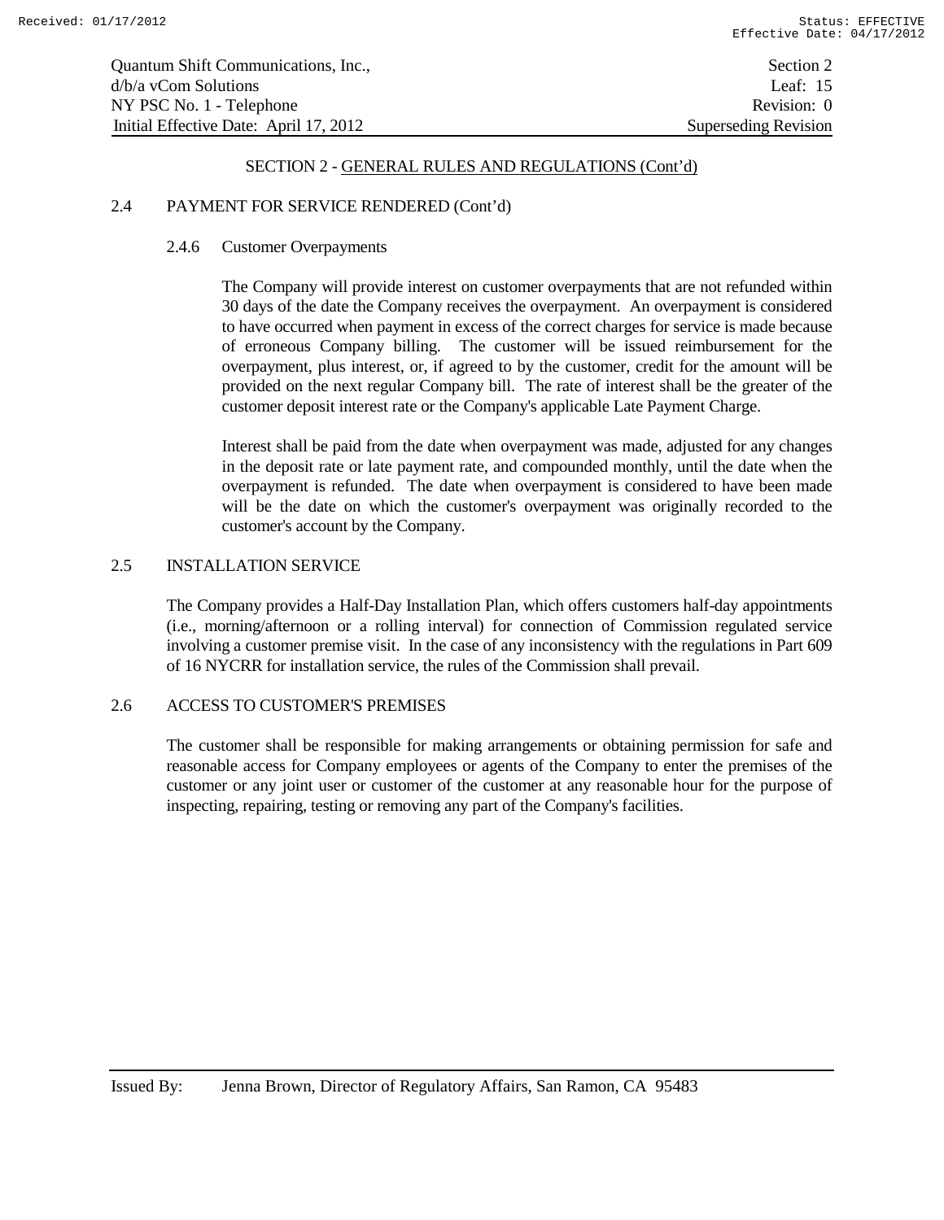## SECTION 2 - GENERAL RULES AND REGULATIONS (Cont'd)

### 2.4 PAYMENT FOR SERVICE RENDERED (Cont'd)

#### 2.4.6 Customer Overpayments

The Company will provide interest on customer overpayments that are not refunded within 30 days of the date the Company receives the overpayment. An overpayment is considered to have occurred when payment in excess of the correct charges for service is made because of erroneous Company billing. The customer will be issued reimbursement for the overpayment, plus interest, or, if agreed to by the customer, credit for the amount will be provided on the next regular Company bill. The rate of interest shall be the greater of the customer deposit interest rate or the Company's applicable Late Payment Charge.

Interest shall be paid from the date when overpayment was made, adjusted for any changes in the deposit rate or late payment rate, and compounded monthly, until the date when the overpayment is refunded. The date when overpayment is considered to have been made will be the date on which the customer's overpayment was originally recorded to the customer's account by the Company.

### 2.5 INSTALLATION SERVICE

The Company provides a Half-Day Installation Plan, which offers customers half-day appointments (i.e., morning/afternoon or a rolling interval) for connection of Commission regulated service involving a customer premise visit. In the case of any inconsistency with the regulations in Part 609 of 16 NYCRR for installation service, the rules of the Commission shall prevail.

### 2.6 ACCESS TO CUSTOMER'S PREMISES

The customer shall be responsible for making arrangements or obtaining permission for safe and reasonable access for Company employees or agents of the Company to enter the premises of the customer or any joint user or customer of the customer at any reasonable hour for the purpose of inspecting, repairing, testing or removing any part of the Company's facilities.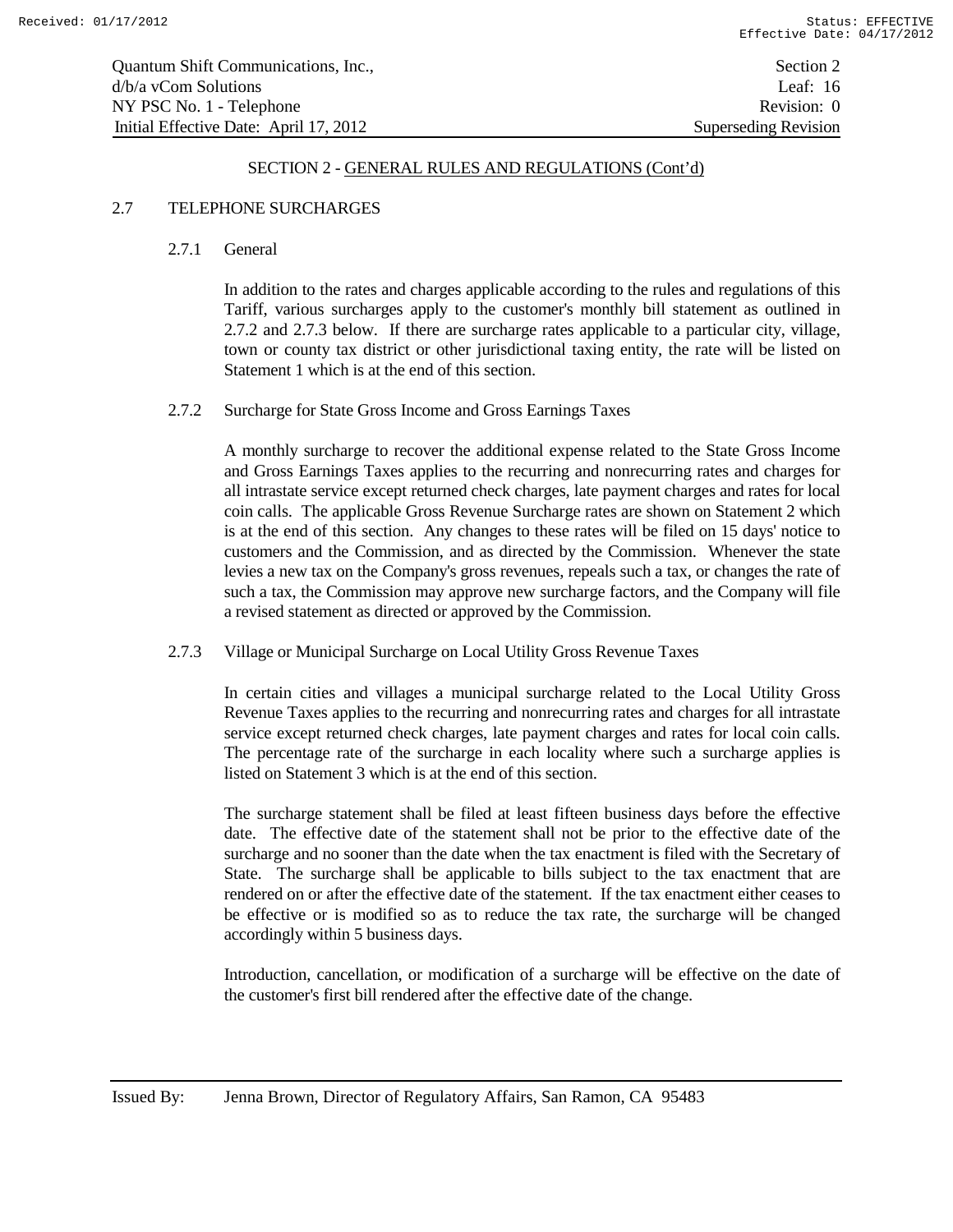## SECTION 2 - GENERAL RULES AND REGULATIONS (Cont'd)

### 2.7 TELEPHONE SURCHARGES

#### 2.7.1 General

In addition to the rates and charges applicable according to the rules and regulations of this Tariff, various surcharges apply to the customer's monthly bill statement as outlined in 2.7.2 and 2.7.3 below. If there are surcharge rates applicable to a particular city, village, town or county tax district or other jurisdictional taxing entity, the rate will be listed on Statement 1 which is at the end of this section.

#### 2.7.2 Surcharge for State Gross Income and Gross Earnings Taxes

A monthly surcharge to recover the additional expense related to the State Gross Income and Gross Earnings Taxes applies to the recurring and nonrecurring rates and charges for all intrastate service except returned check charges, late payment charges and rates for local coin calls. The applicable Gross Revenue Surcharge rates are shown on Statement 2 which is at the end of this section. Any changes to these rates will be filed on 15 days' notice to customers and the Commission, and as directed by the Commission. Whenever the state levies a new tax on the Company's gross revenues, repeals such a tax, or changes the rate of such a tax, the Commission may approve new surcharge factors, and the Company will file a revised statement as directed or approved by the Commission.

#### 2.7.3 Village or Municipal Surcharge on Local Utility Gross Revenue Taxes

In certain cities and villages a municipal surcharge related to the Local Utility Gross Revenue Taxes applies to the recurring and nonrecurring rates and charges for all intrastate service except returned check charges, late payment charges and rates for local coin calls. The percentage rate of the surcharge in each locality where such a surcharge applies is listed on Statement 3 which is at the end of this section.

The surcharge statement shall be filed at least fifteen business days before the effective date. The effective date of the statement shall not be prior to the effective date of the surcharge and no sooner than the date when the tax enactment is filed with the Secretary of State. The surcharge shall be applicable to bills subject to the tax enactment that are rendered on or after the effective date of the statement. If the tax enactment either ceases to be effective or is modified so as to reduce the tax rate, the surcharge will be changed accordingly within 5 business days.

Introduction, cancellation, or modification of a surcharge will be effective on the date of the customer's first bill rendered after the effective date of the change.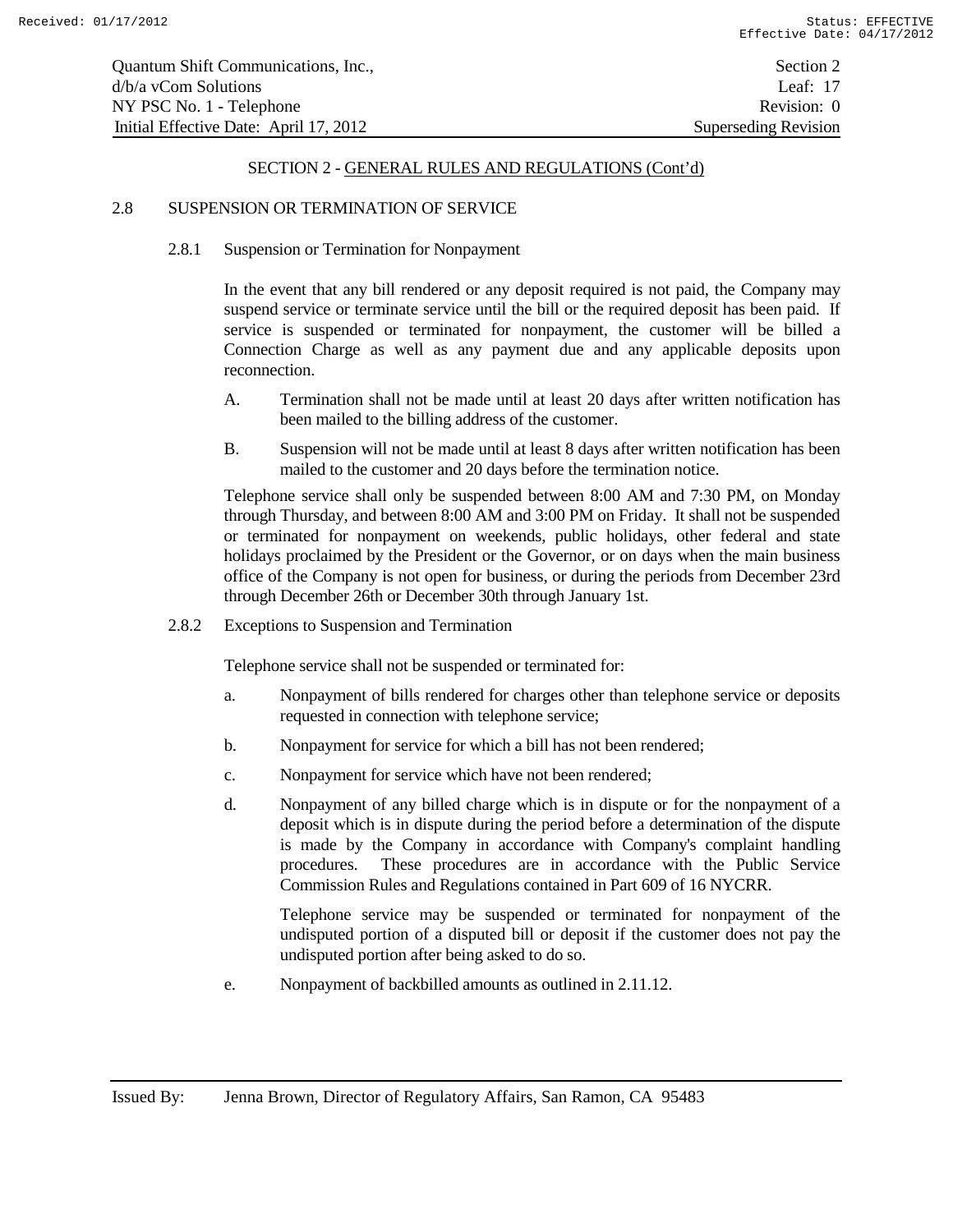## SECTION 2 - GENERAL RULES AND REGULATIONS (Cont'd)

### 2.8 SUSPENSION OR TERMINATION OF SERVICE

#### 2.8.1 Suspension or Termination for Nonpayment

In the event that any bill rendered or any deposit required is not paid, the Company may suspend service or terminate service until the bill or the required deposit has been paid. If service is suspended or terminated for nonpayment, the customer will be billed a Connection Charge as well as any payment due and any applicable deposits upon reconnection.

A. Termination shall not be made until at least 20 days after written notification has been mailed to the billing address of the customer.

B. Suspension will not be made until at least 8 days after written notification has been mailed to the customer and 20 days before the termination notice.

Telephone service shall only be suspended between 8:00 AM and 7:30 PM, on Monday through Thursday, and between 8:00 AM and 3:00 PM on Friday. It shall not be suspended or terminated for nonpayment on weekends, public holidays, other federal and state holidays proclaimed by the President or the Governor, or on days when the main business office of the Company is not open for business, or during the periods from December 23rd through December 26th or December 30th through January 1st.

#### 2.8.2 Exceptions to Suspension and Termination

Telephone service shall not be suspended or terminated for:

a. Nonpayment of bills rendered for charges other than telephone service or deposits requested in connection with telephone service;

b. Nonpayment for service for which a bill has not been rendered;

c. Nonpayment for service which have not been rendered;

d. Nonpayment of any billed charge which is in dispute or for the nonpayment of a deposit which is in dispute during the period before a determination of the dispute is made by the Company in accordance with Company's complaint handling procedures. These procedures are in accordance with the Public Service Commission Rules and Regulations contained in Part 609 of 16 NYCRR.

   Telephone service may be suspended or terminated for nonpayment of the undisputed portion of a disputed bill or deposit if the customer does not pay the undisputed portion after being asked to do so.

e. Nonpayment of backbilled amounts as outlined in 2.11.12.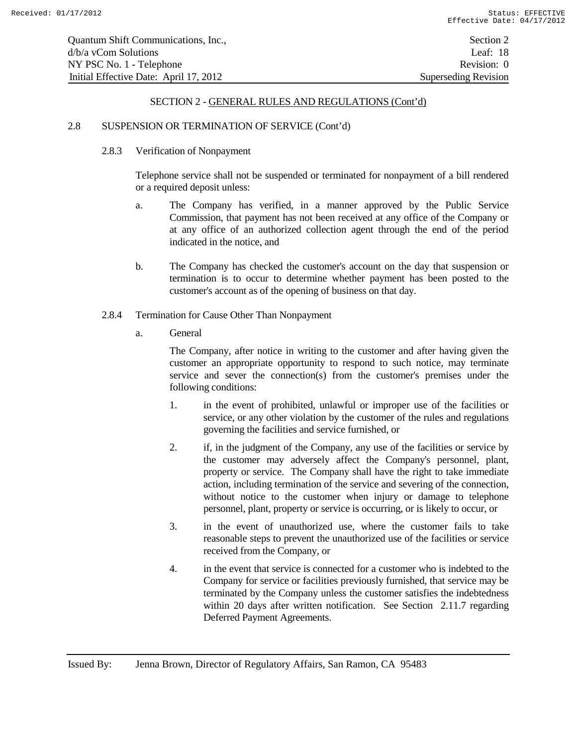## SECTION 2 - GENERAL RULES AND REGULATIONS (Cont'd)

### 2.8 SUSPENSION OR TERMINATION OF SERVICE (Cont'd)

#### 2.8.3 Verification of Nonpayment

Telephone service shall not be suspended or terminated for nonpayment of a bill rendered or a required deposit unless:

a. The Company has verified, in a manner approved by the Public Service Commission, that payment has not been received at any office of the Company or at any office of an authorized collection agent through the end of the period indicated in the notice, and

b. The Company has checked the customer's account on the day that suspension or termination is to occur to determine whether payment has been posted to the customer's account as of the opening of business on that day.

#### 2.8.4 Termination for Cause Other Than Nonpayment

a. General

The Company, after notice in writing to the customer and after having given the customer an appropriate opportunity to respond to such notice, may terminate service and sever the connection(s) from the customer's premises under the following conditions:

1. in the event of prohibited, unlawful or improper use of the facilities or service, or any other violation by the customer of the rules and regulations governing the facilities and service furnished, or

2. if, in the judgment of the Company, any use of the facilities or service by the customer may adversely affect the Company's personnel, plant, property or service. The Company shall have the right to take immediate action, including termination of the service and severing of the connection, without notice to the customer when injury or damage to telephone personnel, plant, property or service is occurring, or is likely to occur, or

3. in the event of unauthorized use, where the customer fails to take reasonable steps to prevent the unauthorized use of the facilities or service received from the Company, or

4. in the event that service is connected for a customer who is indebted to the Company for service or facilities previously furnished, that service may be terminated by the Company unless the customer satisfies the indebtedness within 20 days after written notification. See Section 2.11.7 regarding Deferred Payment Agreements.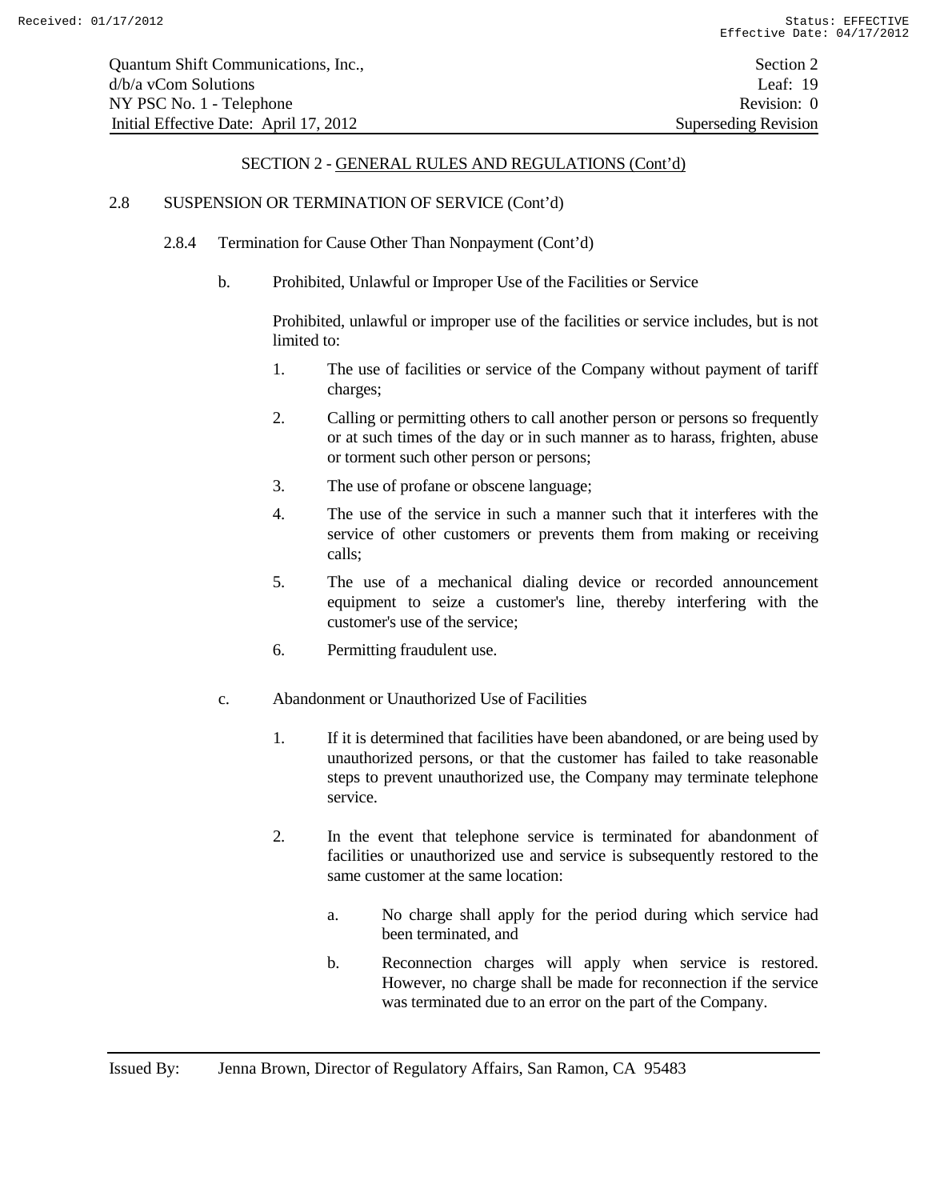SECTION 2 - GENERAL RULES AND REGULATIONS (Cont'd)

2.8 SUSPENSION OR TERMINATION OF SERVICE (Cont'd)

2.8.4 Termination for Cause Other Than Nonpayment (Cont'd)

b. Prohibited, Unlawful or Improper Use of the Facilities or Service

Prohibited, unlawful or improper use of the facilities or service includes, but is not limited to:

1. The use of facilities or service of the Company without payment of tariff charges;
2. Calling or permitting others to call another person or persons so frequently or at such times of the day or in such manner as to harass, frighten, abuse or torment such other person or persons;
3. The use of profane or obscene language;
4. The use of the service in such a manner such that it interferes with the service of other customers or prevents them from making or receiving calls;
5. The use of a mechanical dialing device or recorded announcement equipment to seize a customer's line, thereby interfering with the customer's use of the service;
6. Permitting fraudulent use.

c. Abandonment or Unauthorized Use of Facilities

1. If it is determined that facilities have been abandoned, or are being used by unauthorized persons, or that the customer has failed to take reasonable steps to prevent unauthorized use, the Company may terminate telephone service.
2. In the event that telephone service is terminated for abandonment of facilities or unauthorized use and service is subsequently restored to the same customer at the same location:
   a. No charge shall apply for the period during which service had been terminated, and
   b. Reconnection charges will apply when service is restored. However, no charge shall be made for reconnection if the service was terminated due to an error on the part of the Company.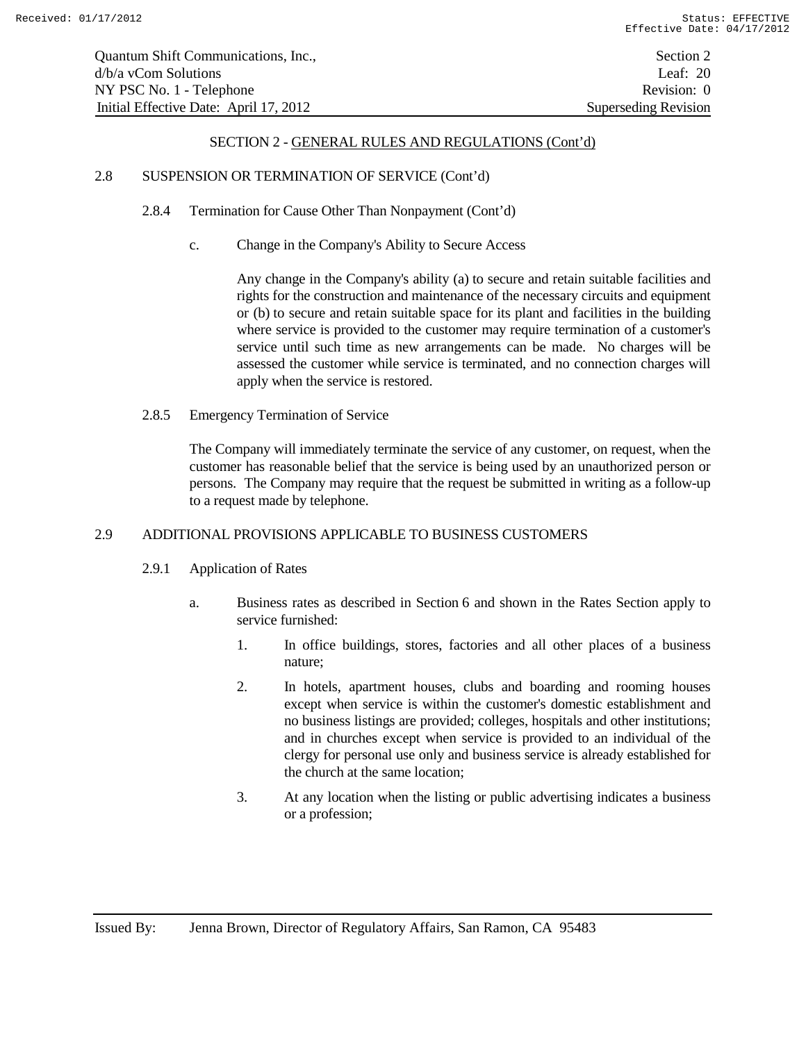## SECTION 2 - GENERAL RULES AND REGULATIONS (Cont'd)

### 2.8 SUSPENSION OR TERMINATION OF SERVICE (Cont'd)

#### 2.8.4 Termination for Cause Other Than Nonpayment (Cont'd)

c. Change in the Company's Ability to Secure Access

Any change in the Company's ability (a) to secure and retain suitable facilities and rights for the construction and maintenance of the necessary circuits and equipment or (b) to secure and retain suitable space for its plant and facilities in the building where service is provided to the customer may require termination of a customer's service until such time as new arrangements can be made. No charges will be assessed the customer while service is terminated, and no connection charges will apply when the service is restored.

#### 2.8.5 Emergency Termination of Service

The Company will immediately terminate the service of any customer, on request, when the customer has reasonable belief that the service is being used by an unauthorized person or persons. The Company may require that the request be submitted in writing as a follow-up to a request made by telephone.

### 2.9 ADDITIONAL PROVISIONS APPLICABLE TO BUSINESS CUSTOMERS

#### 2.9.1 Application of Rates

a. Business rates as described in Section 6 and shown in the Rates Section apply to service furnished:

1. In office buildings, stores, factories and all other places of a business nature;
2. In hotels, apartment houses, clubs and boarding and rooming houses except when service is within the customer's domestic establishment and no business listings are provided; colleges, hospitals and other institutions; and in churches except when service is provided to an individual of the clergy for personal use only and business service is already established for the church at the same location;
3. At any location when the listing or public advertising indicates a business or a profession;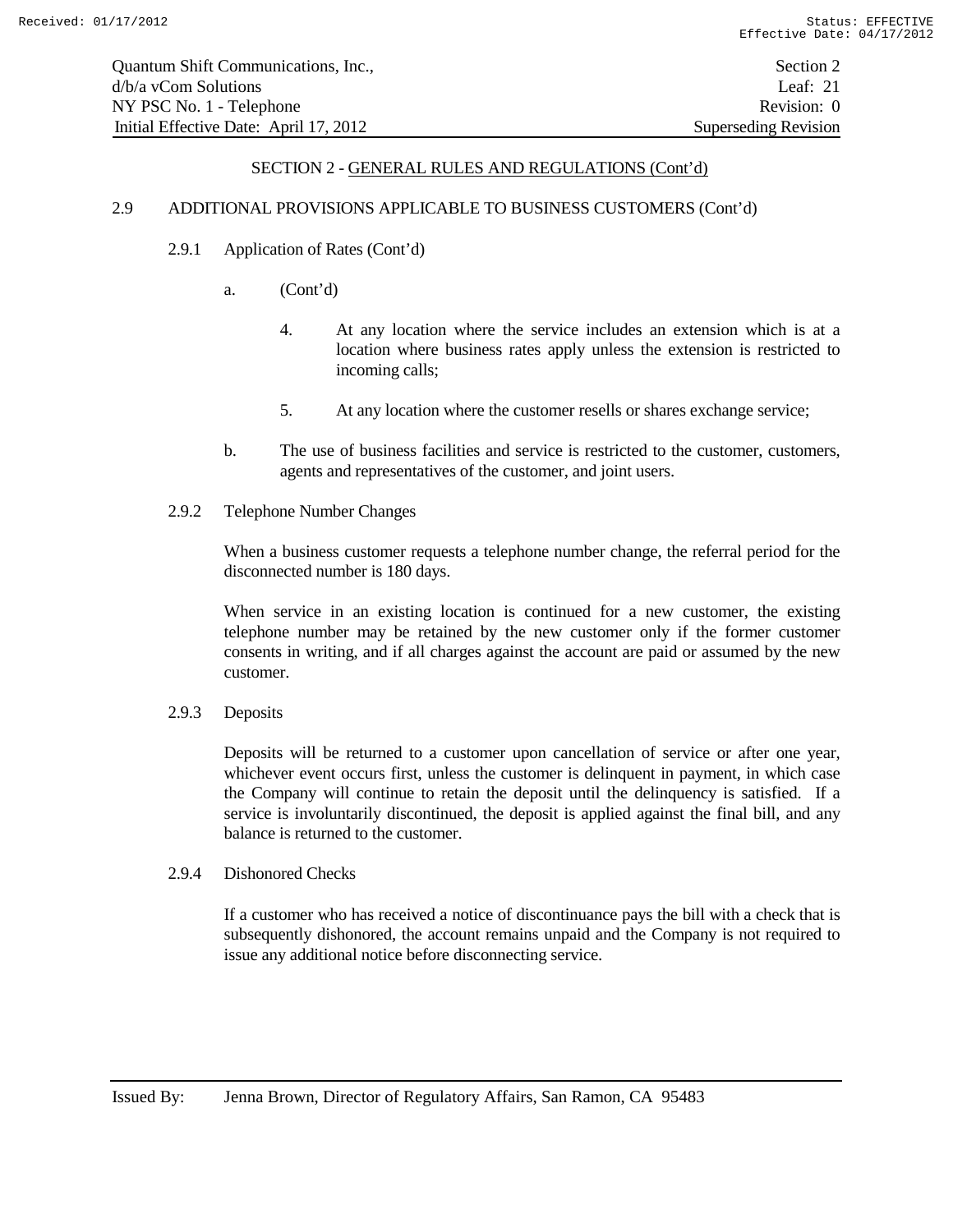## SECTION 2 - GENERAL RULES AND REGULATIONS (Cont'd)

### 2.9 ADDITIONAL PROVISIONS APPLICABLE TO BUSINESS CUSTOMERS (Cont'd)

#### 2.9.1 Application of Rates (Cont'd)

a. (Cont'd)

4. At any location where the service includes an extension which is at a location where business rates apply unless the extension is restricted to incoming calls;

5. At any location where the customer resells or shares exchange service;

b. The use of business facilities and service is restricted to the customer, customers, agents and representatives of the customer, and joint users.

#### 2.9.2 Telephone Number Changes

When a business customer requests a telephone number change, the referral period for the disconnected number is 180 days.

When service in an existing location is continued for a new customer, the existing telephone number may be retained by the new customer only if the former customer consents in writing, and if all charges against the account are paid or assumed by the new customer.

#### 2.9.3 Deposits

Deposits will be returned to a customer upon cancellation of service or after one year, whichever event occurs first, unless the customer is delinquent in payment, in which case the Company will continue to retain the deposit until the delinquency is satisfied. If a service is involuntarily discontinued, the deposit is applied against the final bill, and any balance is returned to the customer.

#### 2.9.4 Dishonored Checks

If a customer who has received a notice of discontinuance pays the bill with a check that is subsequently dishonored, the account remains unpaid and the Company is not required to issue any additional notice before disconnecting service.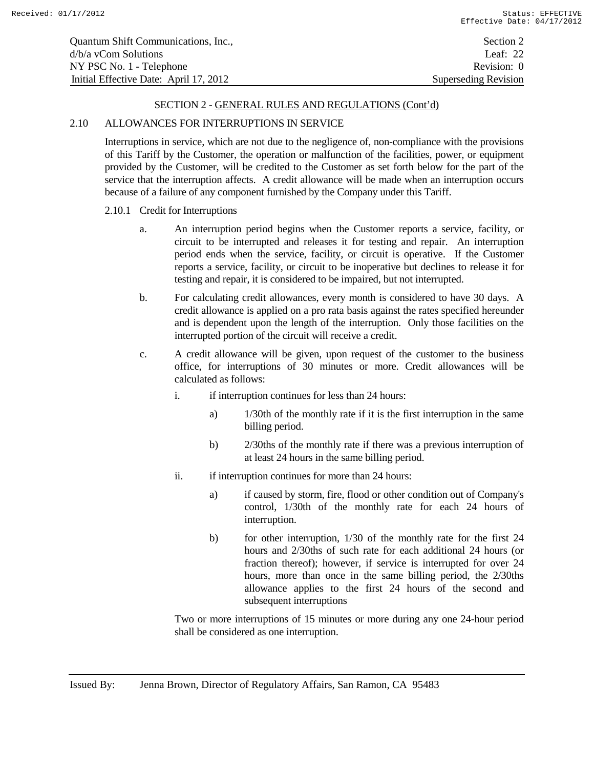SECTION 2 - GENERAL RULES AND REGULATIONS (Cont'd)

2.10 ALLOWANCES FOR INTERRUPTIONS IN SERVICE

Interruptions in service, which are not due to the negligence of, non-compliance with the provisions of this Tariff by the Customer, the operation or malfunction of the facilities, power, or equipment provided by the Customer, will be credited to the Customer as set forth below for the part of the service that the interruption affects. A credit allowance will be made when an interruption occurs because of a failure of any component furnished by the Company under this Tariff.

2.10.1 Credit for Interruptions

a. An interruption period begins when the Customer reports a service, facility, or circuit to be interrupted and releases it for testing and repair. An interruption period ends when the service, facility, or circuit is operative. If the Customer reports a service, facility, or circuit to be inoperative but declines to release it for testing and repair, it is considered to be impaired, but not interrupted.

b. For calculating credit allowances, every month is considered to have 30 days. A credit allowance is applied on a pro rata basis against the rates specified hereunder and is dependent upon the length of the interruption. Only those facilities on the interrupted portion of the circuit will receive a credit.

c. A credit allowance will be given, upon request of the customer to the business office, for interruptions of 30 minutes or more. Credit allowances will be calculated as follows:

i. if interruption continues for less than 24 hours:

a) 1/30th of the monthly rate if it is the first interruption in the same billing period.

b) 2/30ths of the monthly rate if there was a previous interruption of at least 24 hours in the same billing period.

ii. if interruption continues for more than 24 hours:

a) if caused by storm, fire, flood or other condition out of Company's control, 1/30th of the monthly rate for each 24 hours of interruption.

b) for other interruption, 1/30 of the monthly rate for the first 24 hours and 2/30ths of such rate for each additional 24 hours (or fraction thereof); however, if service is interrupted for over 24 hours, more than once in the same billing period, the 2/30ths allowance applies to the first 24 hours of the second and subsequent interruptions

Two or more interruptions of 15 minutes or more during any one 24-hour period shall be considered as one interruption.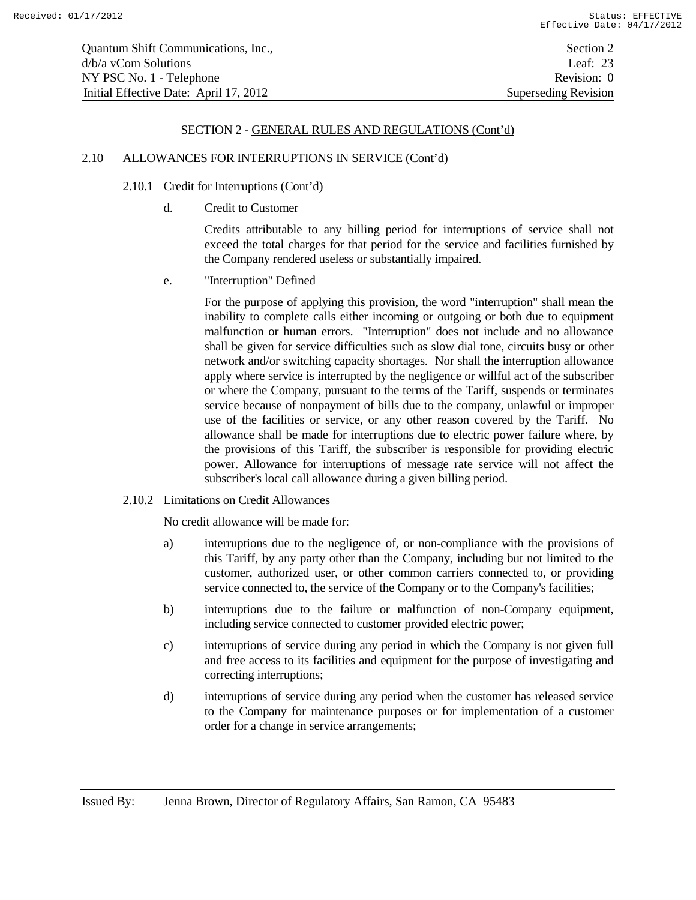SECTION 2 - GENERAL RULES AND REGULATIONS (Cont'd)

2.10 ALLOWANCES FOR INTERRUPTIONS IN SERVICE (Cont'd)

2.10.1 Credit for Interruptions (Cont'd)

d. Credit to Customer

Credits attributable to any billing period for interruptions of service shall not exceed the total charges for that period for the service and facilities furnished by the Company rendered useless or substantially impaired.

e. "Interruption" Defined

For the purpose of applying this provision, the word "interruption" shall mean the inability to complete calls either incoming or outgoing or both due to equipment malfunction or human errors. "Interruption" does not include and no allowance shall be given for service difficulties such as slow dial tone, circuits busy or other network and/or switching capacity shortages. Nor shall the interruption allowance apply where service is interrupted by the negligence or willful act of the subscriber or where the Company, pursuant to the terms of the Tariff, suspends or terminates service because of nonpayment of bills due to the company, unlawful or improper use of the facilities or service, or any other reason covered by the Tariff. No allowance shall be made for interruptions due to electric power failure where, by the provisions of this Tariff, the subscriber is responsible for providing electric power. Allowance for interruptions of message rate service will not affect the subscriber's local call allowance during a given billing period.

2.10.2 Limitations on Credit Allowances

No credit allowance will be made for:

a) interruptions due to the negligence of, or non-compliance with the provisions of this Tariff, by any party other than the Company, including but not limited to the customer, authorized user, or other common carriers connected to, or providing service connected to, the service of the Company or to the Company's facilities;

b) interruptions due to the failure or malfunction of non-Company equipment, including service connected to customer provided electric power;

c) interruptions of service during any period in which the Company is not given full and free access to its facilities and equipment for the purpose of investigating and correcting interruptions;

d) interruptions of service during any period when the customer has released service to the Company for maintenance purposes or for implementation of a customer order for a change in service arrangements;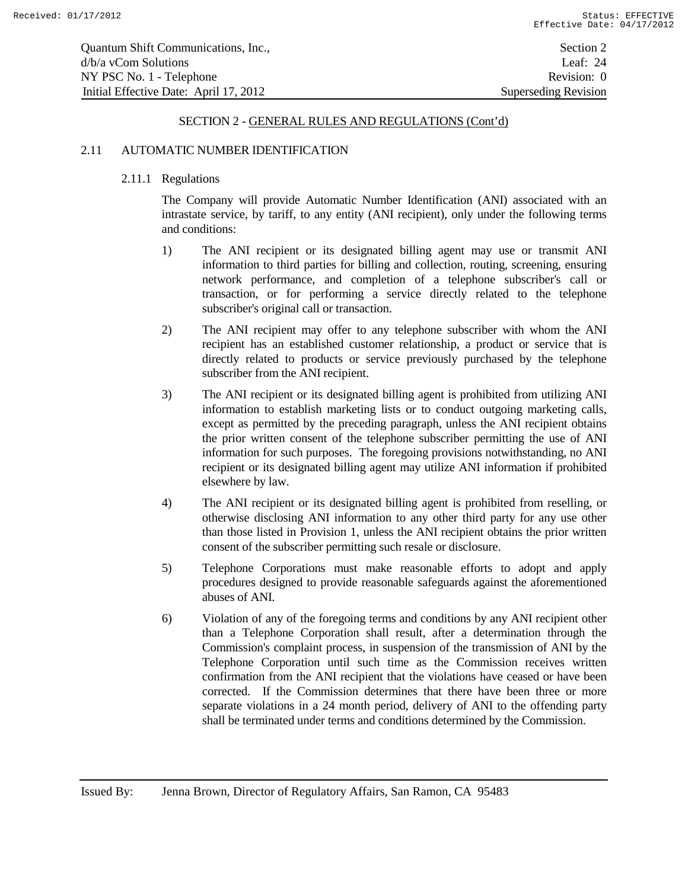SECTION 2 - GENERAL RULES AND REGULATIONS (Cont'd)

## 2.11 AUTOMATIC NUMBER IDENTIFICATION

### 2.11.1 Regulations

The Company will provide Automatic Number Identification (ANI) associated with an intrastate service, by tariff, to any entity (ANI recipient), only under the following terms and conditions:

1) The ANI recipient or its designated billing agent may use or transmit ANI information to third parties for billing and collection, routing, screening, ensuring network performance, and completion of a telephone subscriber's call or transaction, or for performing a service directly related to the telephone subscriber's original call or transaction.

2) The ANI recipient may offer to any telephone subscriber with whom the ANI recipient has an established customer relationship, a product or service that is directly related to products or service previously purchased by the telephone subscriber from the ANI recipient.

3) The ANI recipient or its designated billing agent is prohibited from utilizing ANI information to establish marketing lists or to conduct outgoing marketing calls, except as permitted by the preceding paragraph, unless the ANI recipient obtains the prior written consent of the telephone subscriber permitting the use of ANI information for such purposes. The foregoing provisions notwithstanding, no ANI recipient or its designated billing agent may utilize ANI information if prohibited elsewhere by law.

4) The ANI recipient or its designated billing agent is prohibited from reselling, or otherwise disclosing ANI information to any other third party for any use other than those listed in Provision 1, unless the ANI recipient obtains the prior written consent of the subscriber permitting such resale or disclosure.

5) Telephone Corporations must make reasonable efforts to adopt and apply procedures designed to provide reasonable safeguards against the aforementioned abuses of ANI.

6) Violation of any of the foregoing terms and conditions by any ANI recipient other than a Telephone Corporation shall result, after a determination through the Commission's complaint process, in suspension of the transmission of ANI by the Telephone Corporation until such time as the Commission receives written confirmation from the ANI recipient that the violations have ceased or have been corrected. If the Commission determines that there have been three or more separate violations in a 24 month period, delivery of ANI to the offending party shall be terminated under terms and conditions determined by the Commission.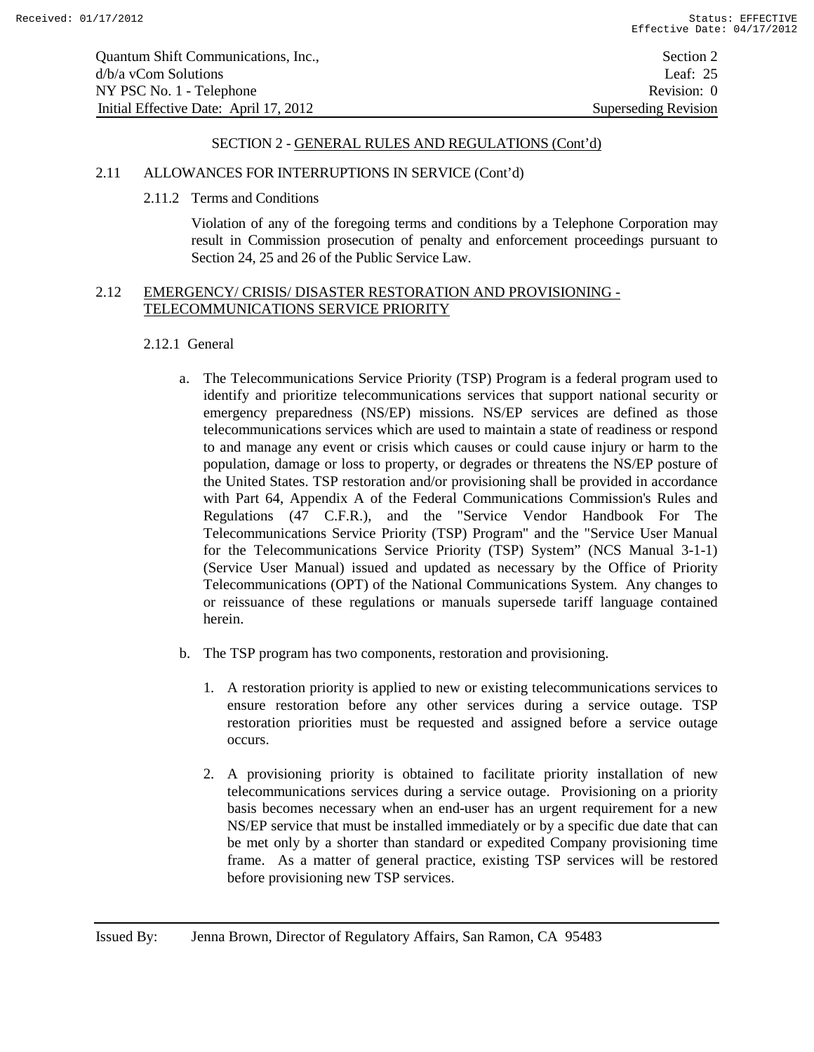SECTION 2 - GENERAL RULES AND REGULATIONS (Cont'd)

## 2.11 ALLOWANCES FOR INTERRUPTIONS IN SERVICE (Cont'd)

### 2.11.2 Terms and Conditions

Violation of any of the foregoing terms and conditions by a Telephone Corporation may result in Commission prosecution of penalty and enforcement proceedings pursuant to Section 24, 25 and 26 of the Public Service Law.

## 2.12 EMERGENCY/ CRISIS/ DISASTER RESTORATION AND PROVISIONING - TELECOMMUNICATIONS SERVICE PRIORITY

### 2.12.1 General

a. The Telecommunications Service Priority (TSP) Program is a federal program used to identify and prioritize telecommunications services that support national security or emergency preparedness (NS/EP) missions. NS/EP services are defined as those telecommunications services which are used to maintain a state of readiness or respond to and manage any event or crisis which causes or could cause injury or harm to the population, damage or loss to property, or degrades or threatens the NS/EP posture of the United States. TSP restoration and/or provisioning shall be provided in accordance with Part 64, Appendix A of the Federal Communications Commission's Rules and Regulations (47 C.F.R.), and the "Service Vendor Handbook For The Telecommunications Service Priority (TSP) Program" and the "Service User Manual for the Telecommunications Service Priority (TSP) System" (NCS Manual 3-1-1) (Service User Manual) issued and updated as necessary by the Office of Priority Telecommunications (OPT) of the National Communications System. Any changes to or reissuance of these regulations or manuals supersede tariff language contained herein.

b. The TSP program has two components, restoration and provisioning.

   1. A restoration priority is applied to new or existing telecommunications services to ensure restoration before any other services during a service outage. TSP restoration priorities must be requested and assigned before a service outage occurs.

   2. A provisioning priority is obtained to facilitate priority installation of new telecommunications services during a service outage. Provisioning on a priority basis becomes necessary when an end-user has an urgent requirement for a new NS/EP service that must be installed immediately or by a specific due date that can be met only by a shorter than standard or expedited Company provisioning time frame. As a matter of general practice, existing TSP services will be restored before provisioning new TSP services.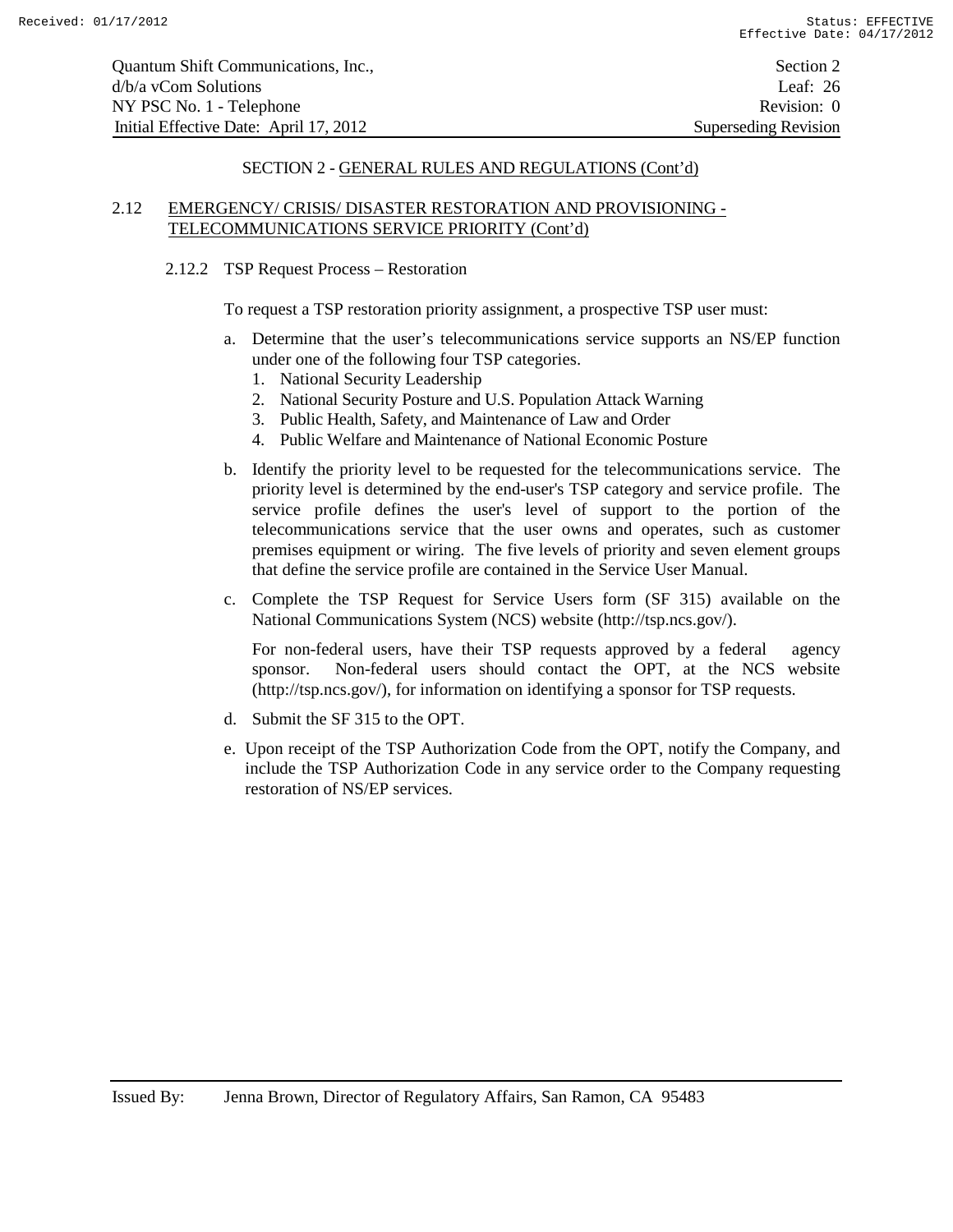## SECTION 2 - GENERAL RULES AND REGULATIONS (Cont'd)

### 2.12 EMERGENCY/ CRISIS/ DISASTER RESTORATION AND PROVISIONING - TELECOMMUNICATIONS SERVICE PRIORITY (Cont'd)

#### 2.12.2 TSP Request Process – Restoration

To request a TSP restoration priority assignment, a prospective TSP user must:

a. Determine that the user's telecommunications service supports an NS/EP function under one of the following four TSP categories.
   1. National Security Leadership
   2. National Security Posture and U.S. Population Attack Warning
   3. Public Health, Safety, and Maintenance of Law and Order
   4. Public Welfare and Maintenance of National Economic Posture

b. Identify the priority level to be requested for the telecommunications service. The priority level is determined by the end-user's TSP category and service profile. The service profile defines the user's level of support to the portion of the telecommunications service that the user owns and operates, such as customer premises equipment or wiring. The five levels of priority and seven element groups that define the service profile are contained in the Service User Manual.

c. Complete the TSP Request for Service Users form (SF 315) available on the National Communications System (NCS) website (http://tsp.ncs.gov/).

   For non-federal users, have their TSP requests approved by a federal agency sponsor. Non-federal users should contact the OPT, at the NCS website (http://tsp.ncs.gov/), for information on identifying a sponsor for TSP requests.

d. Submit the SF 315 to the OPT.

e. Upon receipt of the TSP Authorization Code from the OPT, notify the Company, and include the TSP Authorization Code in any service order to the Company requesting restoration of NS/EP services.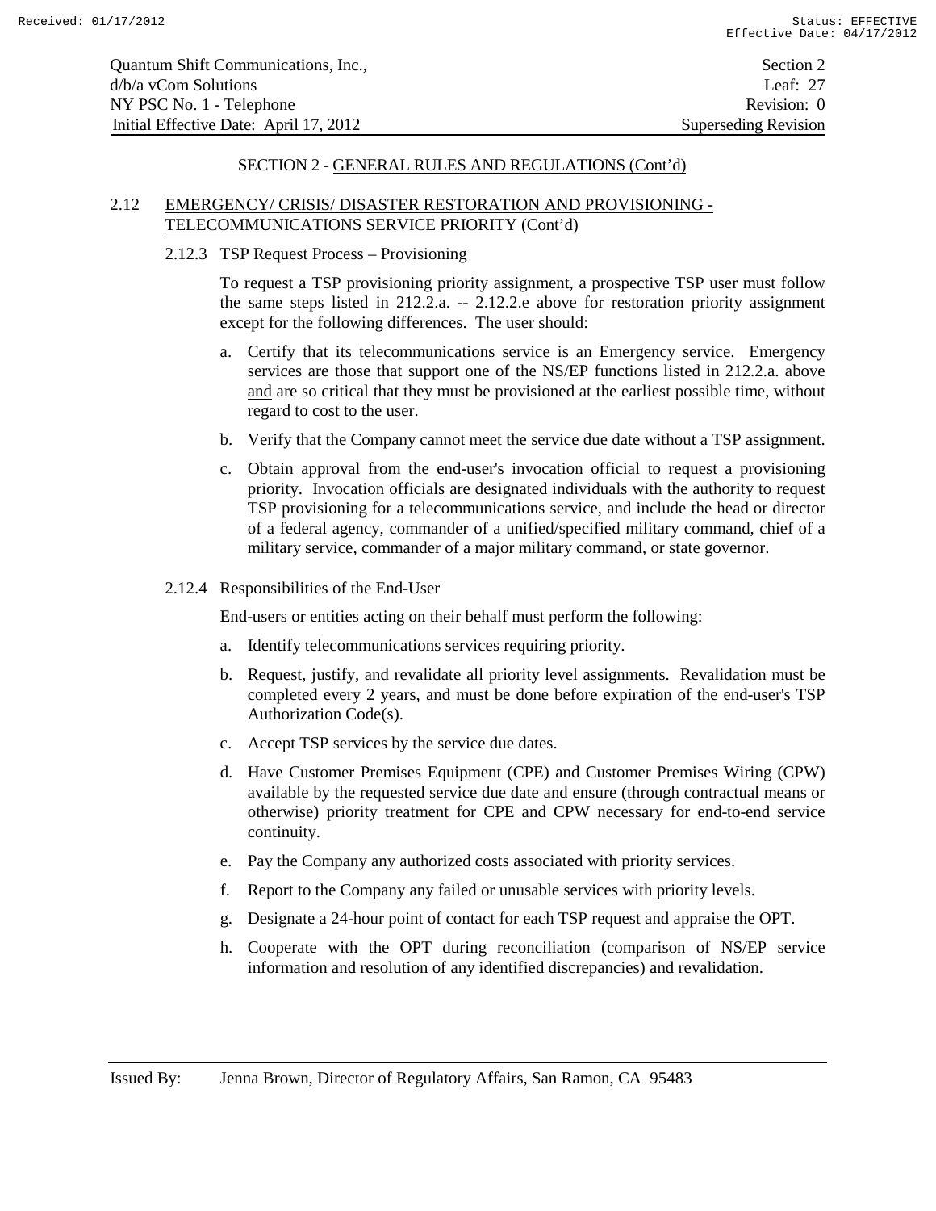SECTION 2 - GENERAL RULES AND REGULATIONS (Cont'd)

## 2.12 EMERGENCY/ CRISIS/ DISASTER RESTORATION AND PROVISIONING - TELECOMMUNICATIONS SERVICE PRIORITY (Cont'd)

### 2.12.3 TSP Request Process – Provisioning

To request a TSP provisioning priority assignment, a prospective TSP user must follow the same steps listed in 212.2.a. -- 2.12.2.e above for restoration priority assignment except for the following differences. The user should:

a. Certify that its telecommunications service is an Emergency service. Emergency services are those that support one of the NS/EP functions listed in 212.2.a. above and are so critical that they must be provisioned at the earliest possible time, without regard to cost to the user.

b. Verify that the Company cannot meet the service due date without a TSP assignment.

c. Obtain approval from the end-user's invocation official to request a provisioning priority. Invocation officials are designated individuals with the authority to request TSP provisioning for a telecommunications service, and include the head or director of a federal agency, commander of a unified/specified military command, chief of a military service, commander of a major military command, or state governor.

### 2.12.4 Responsibilities of the End-User

End-users or entities acting on their behalf must perform the following:

a. Identify telecommunications services requiring priority.

b. Request, justify, and revalidate all priority level assignments. Revalidation must be completed every 2 years, and must be done before expiration of the end-user's TSP Authorization Code(s).

c. Accept TSP services by the service due dates.

d. Have Customer Premises Equipment (CPE) and Customer Premises Wiring (CPW) available by the requested service due date and ensure (through contractual means or otherwise) priority treatment for CPE and CPW necessary for end-to-end service continuity.

e. Pay the Company any authorized costs associated with priority services.

f. Report to the Company any failed or unusable services with priority levels.

g. Designate a 24-hour point of contact for each TSP request and appraise the OPT.

h. Cooperate with the OPT during reconciliation (comparison of NS/EP service information and resolution of any identified discrepancies) and revalidation.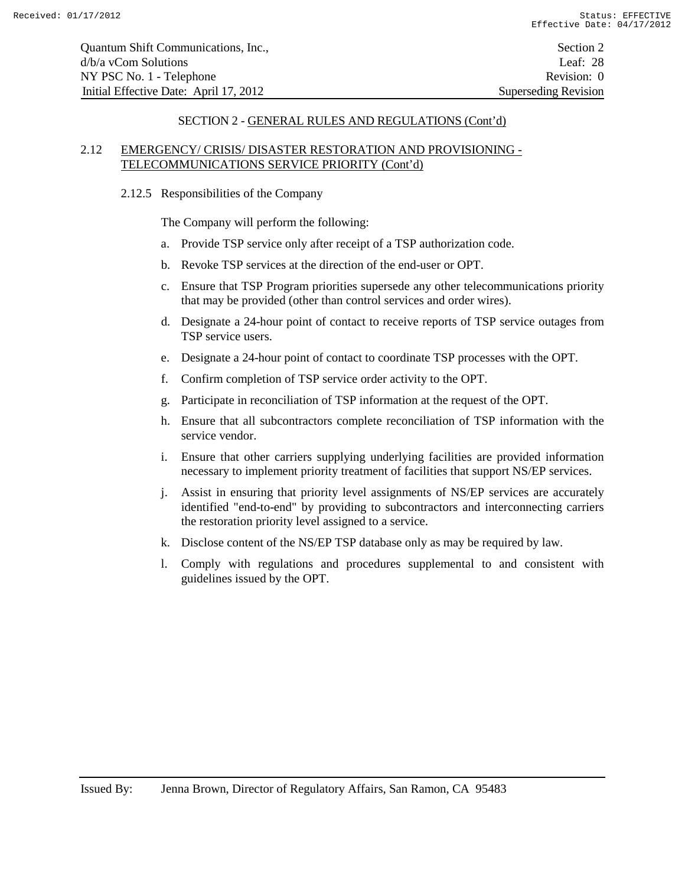SECTION 2 - GENERAL RULES AND REGULATIONS (Cont'd)

## 2.12 EMERGENCY/ CRISIS/ DISASTER RESTORATION AND PROVISIONING - TELECOMMUNICATIONS SERVICE PRIORITY (Cont'd)

### 2.12.5 Responsibilities of the Company

The Company will perform the following:

a. Provide TSP service only after receipt of a TSP authorization code.

b. Revoke TSP services at the direction of the end-user or OPT.

c. Ensure that TSP Program priorities supersede any other telecommunications priority that may be provided (other than control services and order wires).

d. Designate a 24-hour point of contact to receive reports of TSP service outages from TSP service users.

e. Designate a 24-hour point of contact to coordinate TSP processes with the OPT.

f. Confirm completion of TSP service order activity to the OPT.

g. Participate in reconciliation of TSP information at the request of the OPT.

h. Ensure that all subcontractors complete reconciliation of TSP information with the service vendor.

i. Ensure that other carriers supplying underlying facilities are provided information necessary to implement priority treatment of facilities that support NS/EP services.

j. Assist in ensuring that priority level assignments of NS/EP services are accurately identified "end-to-end" by providing to subcontractors and interconnecting carriers the restoration priority level assigned to a service.

k. Disclose content of the NS/EP TSP database only as may be required by law.

l. Comply with regulations and procedures supplemental to and consistent with guidelines issued by the OPT.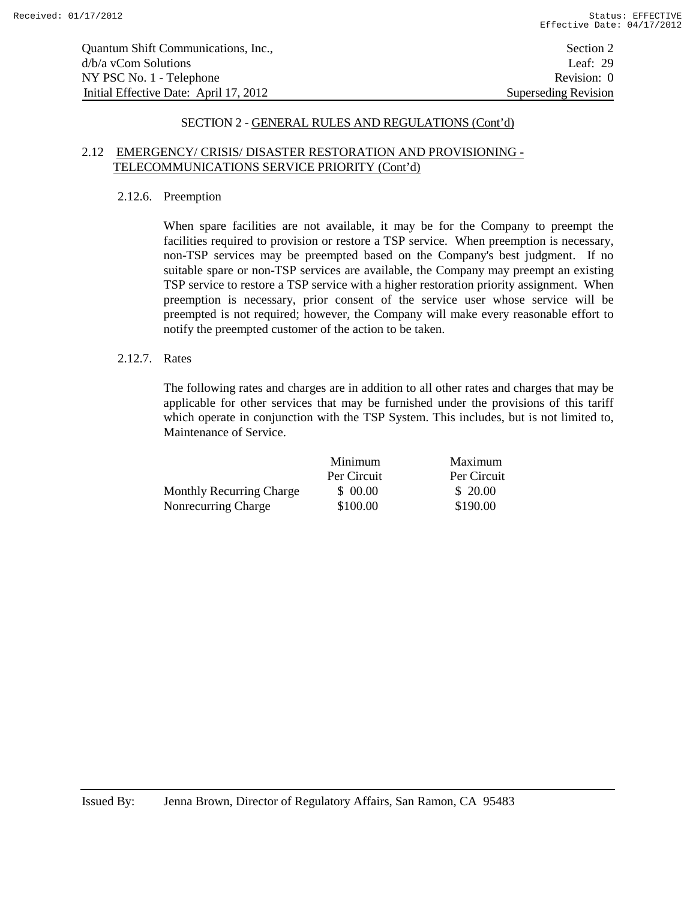SECTION 2 - GENERAL RULES AND REGULATIONS (Cont'd)

## 2.12 EMERGENCY/ CRISIS/ DISASTER RESTORATION AND PROVISIONING - TELECOMMUNICATIONS SERVICE PRIORITY (Cont'd)

### 2.12.6. Preemption

When spare facilities are not available, it may be for the Company to preempt the facilities required to provision or restore a TSP service. When preemption is necessary, non-TSP services may be preempted based on the Company's best judgment. If no suitable spare or non-TSP services are available, the Company may preempt an existing TSP service to restore a TSP service with a higher restoration priority assignment. When preemption is necessary, prior consent of the service user whose service will be preempted is not required; however, the Company will make every reasonable effort to notify the preempted customer of the action to be taken.

### 2.12.7. Rates

The following rates and charges are in addition to all other rates and charges that may be applicable for other services that may be furnished under the provisions of this tariff which operate in conjunction with the TSP System. This includes, but is not limited to, Maintenance of Service.

| | Minimum Per Circuit | Maximum Per Circuit |
|---|---|---|
| Monthly Recurring Charge | $ 00.00 | $ 20.00 |
| Nonrecurring Charge | $100.00 | $190.00 |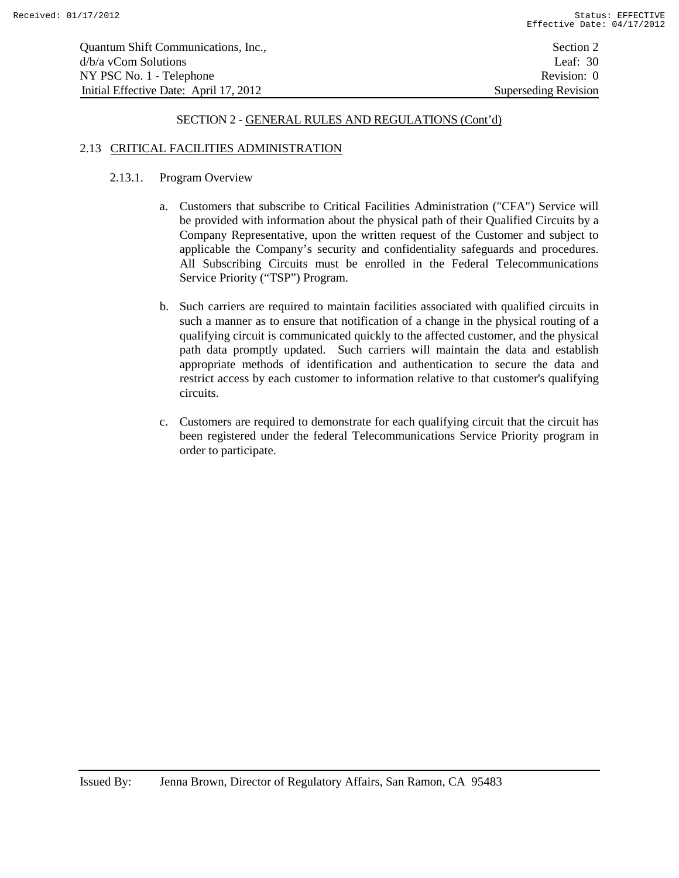SECTION 2 - GENERAL RULES AND REGULATIONS (Cont'd)

## 2.13 CRITICAL FACILITIES ADMINISTRATION

### 2.13.1. Program Overview

a. Customers that subscribe to Critical Facilities Administration ("CFA") Service will be provided with information about the physical path of their Qualified Circuits by a Company Representative, upon the written request of the Customer and subject to applicable the Company's security and confidentiality safeguards and procedures. All Subscribing Circuits must be enrolled in the Federal Telecommunications Service Priority ("TSP") Program.

b. Such carriers are required to maintain facilities associated with qualified circuits in such a manner as to ensure that notification of a change in the physical routing of a qualifying circuit is communicated quickly to the affected customer, and the physical path data promptly updated. Such carriers will maintain the data and establish appropriate methods of identification and authentication to secure the data and restrict access by each customer to information relative to that customer's qualifying circuits.

c. Customers are required to demonstrate for each qualifying circuit that the circuit has been registered under the federal Telecommunications Service Priority program in order to participate.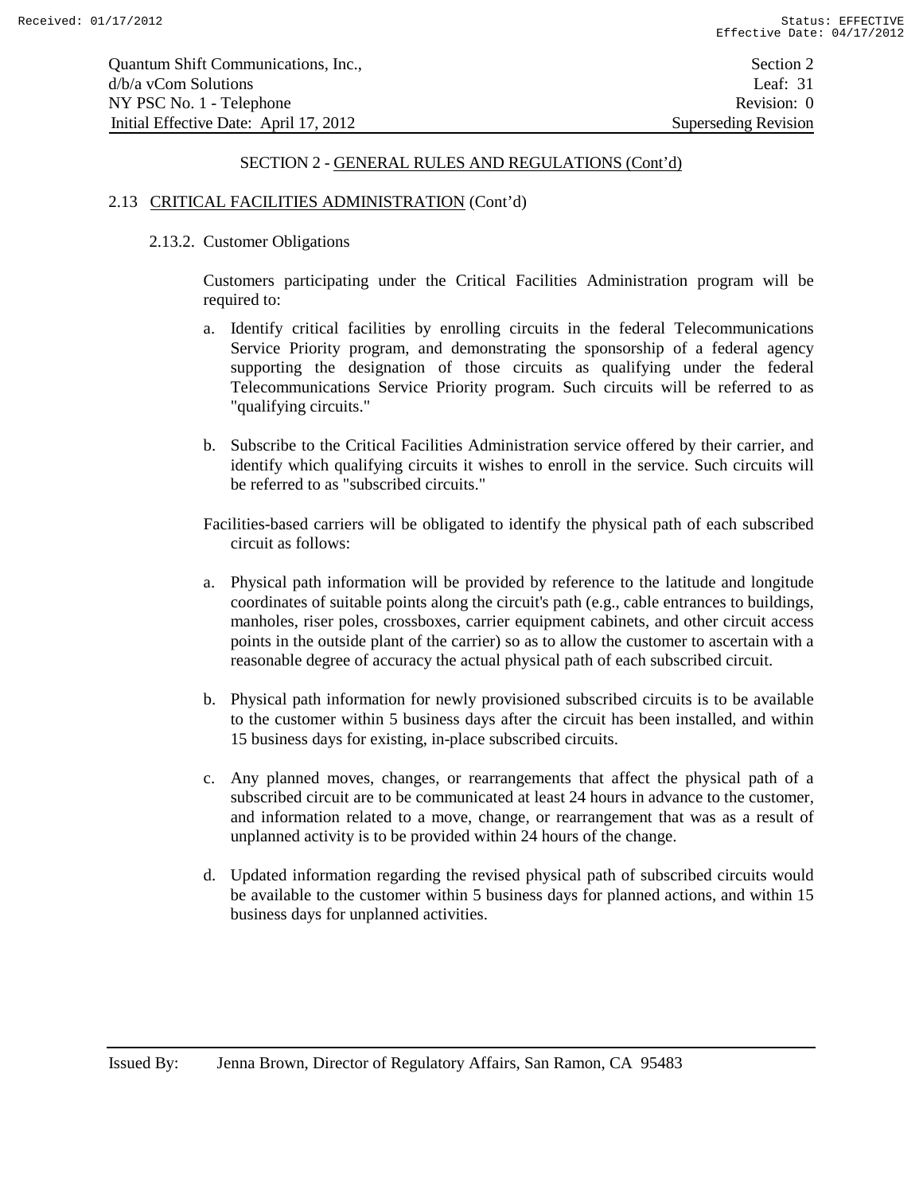## SECTION 2 - GENERAL RULES AND REGULATIONS (Cont'd)

### 2.13 CRITICAL FACILITIES ADMINISTRATION (Cont'd)

#### 2.13.2. Customer Obligations

Customers participating under the Critical Facilities Administration program will be required to:

a. Identify critical facilities by enrolling circuits in the federal Telecommunications Service Priority program, and demonstrating the sponsorship of a federal agency supporting the designation of those circuits as qualifying under the federal Telecommunications Service Priority program. Such circuits will be referred to as "qualifying circuits."

b. Subscribe to the Critical Facilities Administration service offered by their carrier, and identify which qualifying circuits it wishes to enroll in the service. Such circuits will be referred to as "subscribed circuits."

Facilities-based carriers will be obligated to identify the physical path of each subscribed circuit as follows:

a. Physical path information will be provided by reference to the latitude and longitude coordinates of suitable points along the circuit's path (e.g., cable entrances to buildings, manholes, riser poles, crossboxes, carrier equipment cabinets, and other circuit access points in the outside plant of the carrier) so as to allow the customer to ascertain with a reasonable degree of accuracy the actual physical path of each subscribed circuit.

b. Physical path information for newly provisioned subscribed circuits is to be available to the customer within 5 business days after the circuit has been installed, and within 15 business days for existing, in-place subscribed circuits.

c. Any planned moves, changes, or rearrangements that affect the physical path of a subscribed circuit are to be communicated at least 24 hours in advance to the customer, and information related to a move, change, or rearrangement that was as a result of unplanned activity is to be provided within 24 hours of the change.

d. Updated information regarding the revised physical path of subscribed circuits would be available to the customer within 5 business days for planned actions, and within 15 business days for unplanned activities.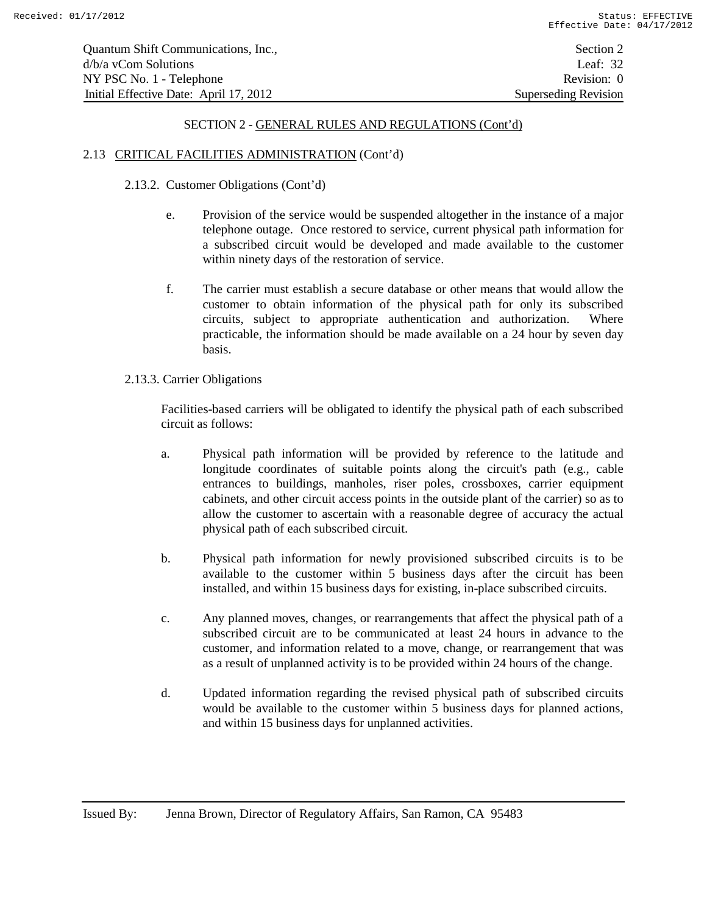SECTION 2 - GENERAL RULES AND REGULATIONS (Cont'd)

2.13 CRITICAL FACILITIES ADMINISTRATION (Cont'd)

2.13.2. Customer Obligations (Cont'd)

e. Provision of the service would be suspended altogether in the instance of a major telephone outage. Once restored to service, current physical path information for a subscribed circuit would be developed and made available to the customer within ninety days of the restoration of service.

f. The carrier must establish a secure database or other means that would allow the customer to obtain information of the physical path for only its subscribed circuits, subject to appropriate authentication and authorization. Where practicable, the information should be made available on a 24 hour by seven day basis.

2.13.3. Carrier Obligations

Facilities-based carriers will be obligated to identify the physical path of each subscribed circuit as follows:

a. Physical path information will be provided by reference to the latitude and longitude coordinates of suitable points along the circuit's path (e.g., cable entrances to buildings, manholes, riser poles, crossboxes, carrier equipment cabinets, and other circuit access points in the outside plant of the carrier) so as to allow the customer to ascertain with a reasonable degree of accuracy the actual physical path of each subscribed circuit.

b. Physical path information for newly provisioned subscribed circuits is to be available to the customer within 5 business days after the circuit has been installed, and within 15 business days for existing, in-place subscribed circuits.

c. Any planned moves, changes, or rearrangements that affect the physical path of a subscribed circuit are to be communicated at least 24 hours in advance to the customer, and information related to a move, change, or rearrangement that was as a result of unplanned activity is to be provided within 24 hours of the change.

d. Updated information regarding the revised physical path of subscribed circuits would be available to the customer within 5 business days for planned actions, and within 15 business days for unplanned activities.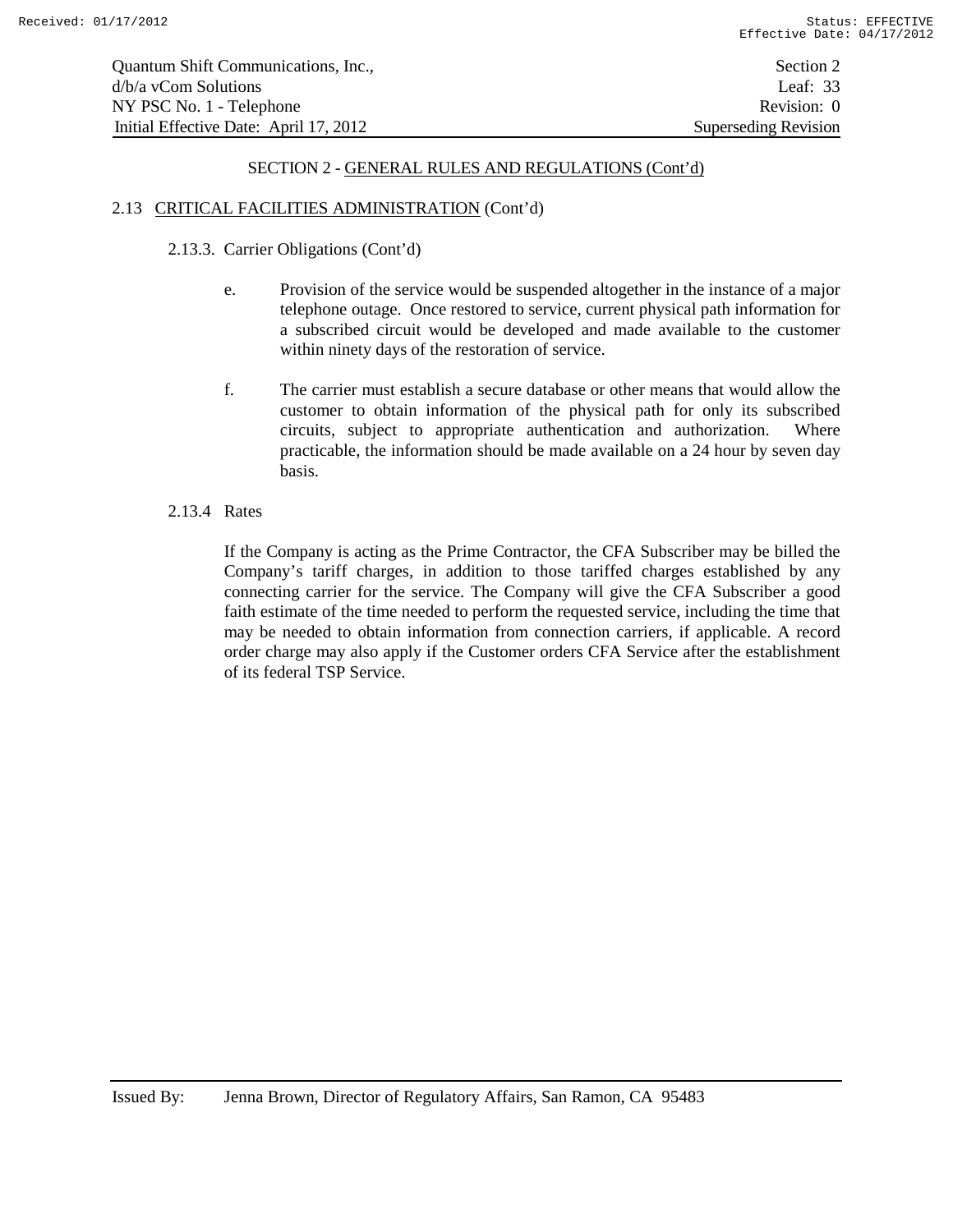SECTION 2 - GENERAL RULES AND REGULATIONS (Cont'd)

## 2.13 CRITICAL FACILITIES ADMINISTRATION (Cont'd)

### 2.13.3. Carrier Obligations (Cont'd)

e. Provision of the service would be suspended altogether in the instance of a major telephone outage. Once restored to service, current physical path information for a subscribed circuit would be developed and made available to the customer within ninety days of the restoration of service.

f. The carrier must establish a secure database or other means that would allow the customer to obtain information of the physical path for only its subscribed circuits, subject to appropriate authentication and authorization. Where practicable, the information should be made available on a 24 hour by seven day basis.

### 2.13.4 Rates

If the Company is acting as the Prime Contractor, the CFA Subscriber may be billed the Company's tariff charges, in addition to those tariffed charges established by any connecting carrier for the service. The Company will give the CFA Subscriber a good faith estimate of the time needed to perform the requested service, including the time that may be needed to obtain information from connection carriers, if applicable. A record order charge may also apply if the Customer orders CFA Service after the establishment of its federal TSP Service.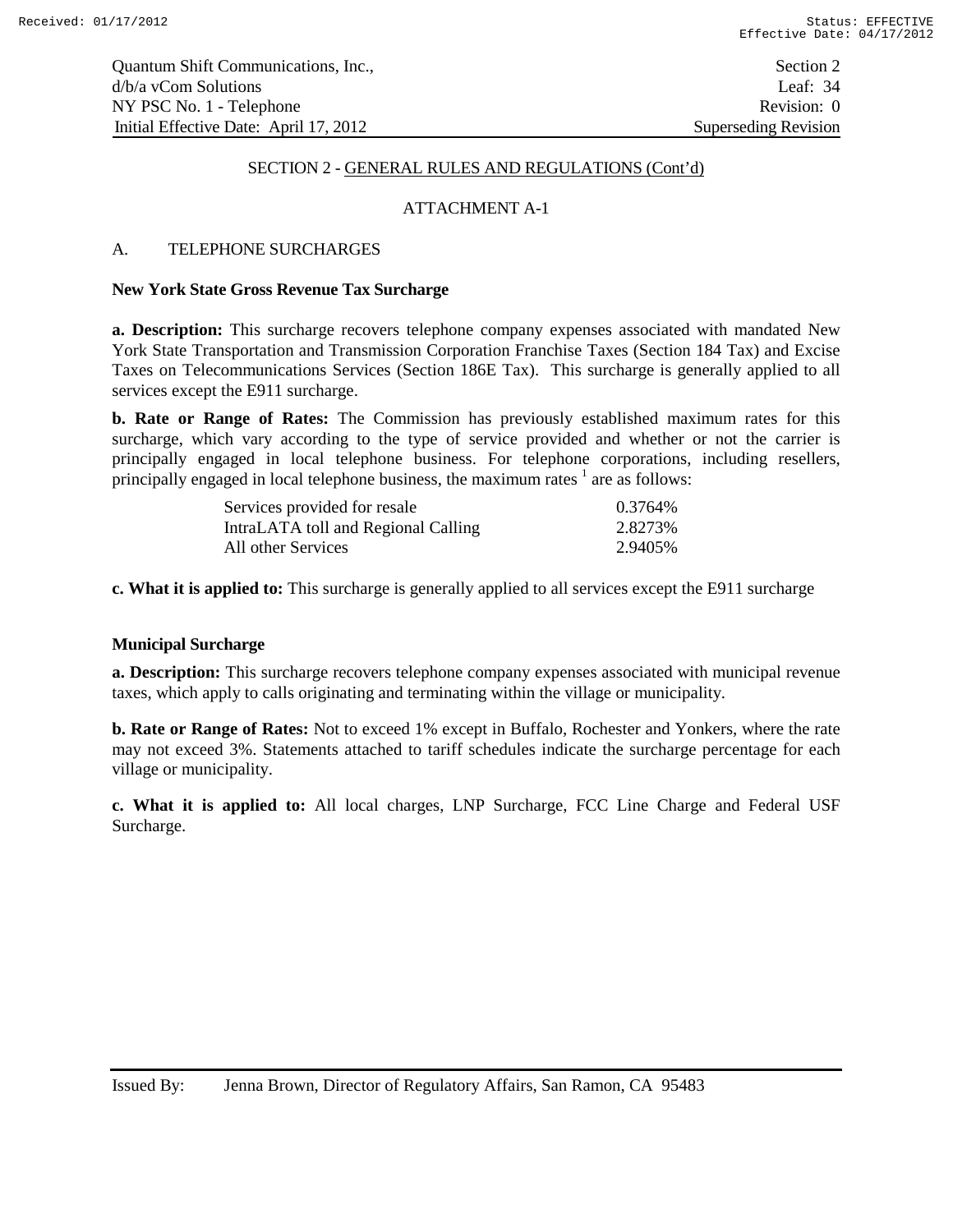## SECTION 2 - GENERAL RULES AND REGULATIONS (Cont'd)

### ATTACHMENT A-1

A. TELEPHONE SURCHARGES

**New York State Gross Revenue Tax Surcharge**

**a. Description:** This surcharge recovers telephone company expenses associated with mandated New York State Transportation and Transmission Corporation Franchise Taxes (Section 184 Tax) and Excise Taxes on Telecommunications Services (Section 186E Tax). This surcharge is generally applied to all services except the E911 surcharge.

**b. Rate or Range of Rates:** The Commission has previously established maximum rates for this surcharge, which vary according to the type of service provided and whether or not the carrier is principally engaged in local telephone business. For telephone corporations, including resellers, principally engaged in local telephone business, the maximum rates [1] are as follows:

| | |
|---|---|
| Services provided for resale | 0.3764% |
| IntraLATA toll and Regional Calling | 2.8273% |
| All other Services | 2.9405% |

**c. What it is applied to:** This surcharge is generally applied to all services except the E911 surcharge

**Municipal Surcharge**

**a. Description:** This surcharge recovers telephone company expenses associated with municipal revenue taxes, which apply to calls originating and terminating within the village or municipality.

**b. Rate or Range of Rates:** Not to exceed 1% except in Buffalo, Rochester and Yonkers, where the rate may not exceed 3%. Statements attached to tariff schedules indicate the surcharge percentage for each village or municipality.

**c. What it is applied to:** All local charges, LNP Surcharge, FCC Line Charge and Federal USF Surcharge.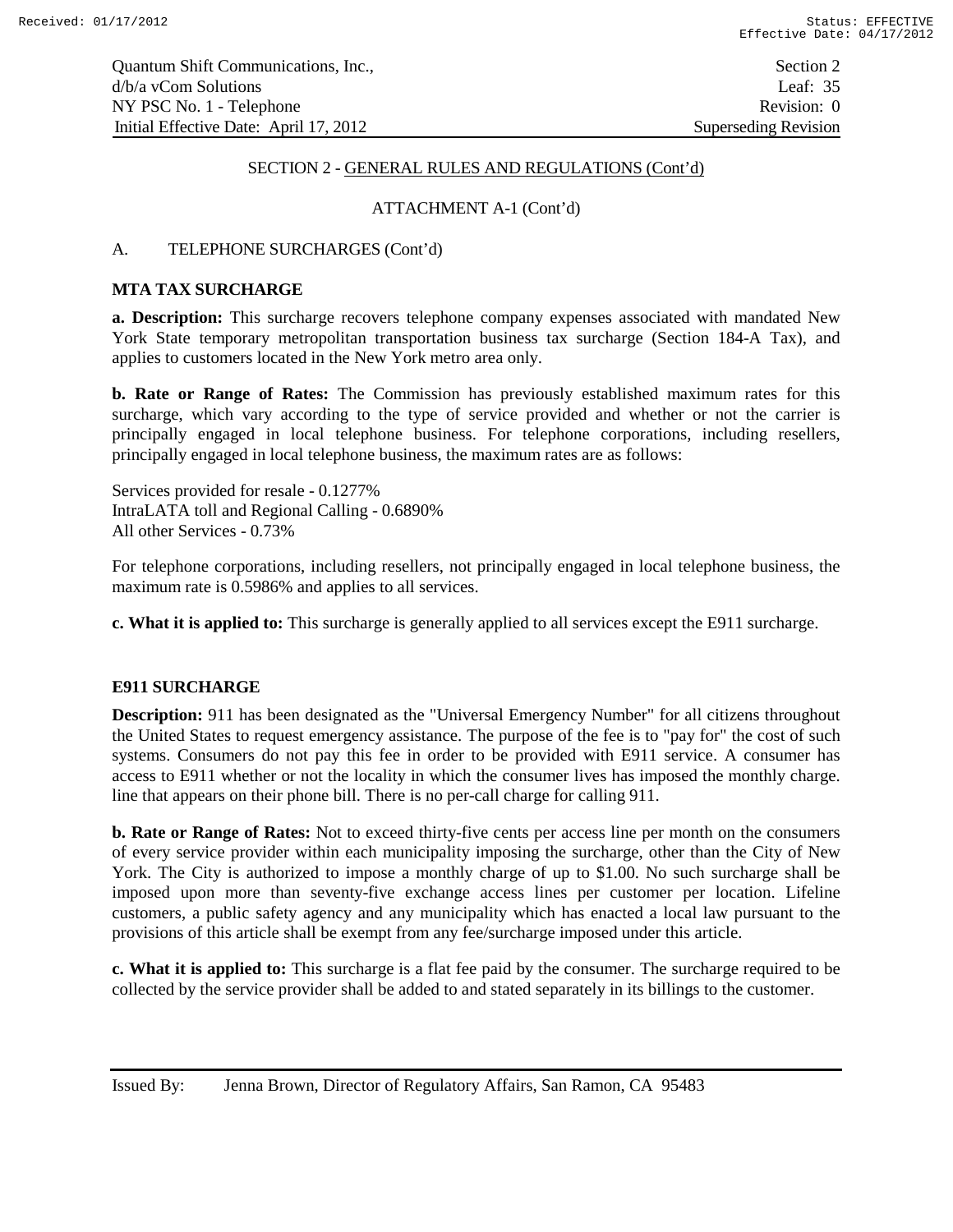SECTION 2 - GENERAL RULES AND REGULATIONS (Cont'd)

ATTACHMENT A-1 (Cont'd)

A. TELEPHONE SURCHARGES (Cont'd)

**MTA TAX SURCHARGE**

**a. Description:** This surcharge recovers telephone company expenses associated with mandated New York State temporary metropolitan transportation business tax surcharge (Section 184-A Tax), and applies to customers located in the New York metro area only.

**b. Rate or Range of Rates:** The Commission has previously established maximum rates for this surcharge, which vary according to the type of service provided and whether or not the carrier is principally engaged in local telephone business. For telephone corporations, including resellers, principally engaged in local telephone business, the maximum rates are as follows:

Services provided for resale - 0.1277%
IntraLATA toll and Regional Calling - 0.6890%
All other Services - 0.73%

For telephone corporations, including resellers, not principally engaged in local telephone business, the maximum rate is 0.5986% and applies to all services.

**c. What it is applied to:** This surcharge is generally applied to all services except the E911 surcharge.

**E911 SURCHARGE**

**Description:** 911 has been designated as the "Universal Emergency Number" for all citizens throughout the United States to request emergency assistance. The purpose of the fee is to "pay for" the cost of such systems. Consumers do not pay this fee in order to be provided with E911 service. A consumer has access to E911 whether or not the locality in which the consumer lives has imposed the monthly charge. line that appears on their phone bill. There is no per-call charge for calling 911.

**b. Rate or Range of Rates:** Not to exceed thirty-five cents per access line per month on the consumers of every service provider within each municipality imposing the surcharge, other than the City of New York. The City is authorized to impose a monthly charge of up to $1.00. No such surcharge shall be imposed upon more than seventy-five exchange access lines per customer per location. Lifeline customers, a public safety agency and any municipality which has enacted a local law pursuant to the provisions of this article shall be exempt from any fee/surcharge imposed under this article.

**c. What it is applied to:** This surcharge is a flat fee paid by the consumer. The surcharge required to be collected by the service provider shall be added to and stated separately in its billings to the customer.